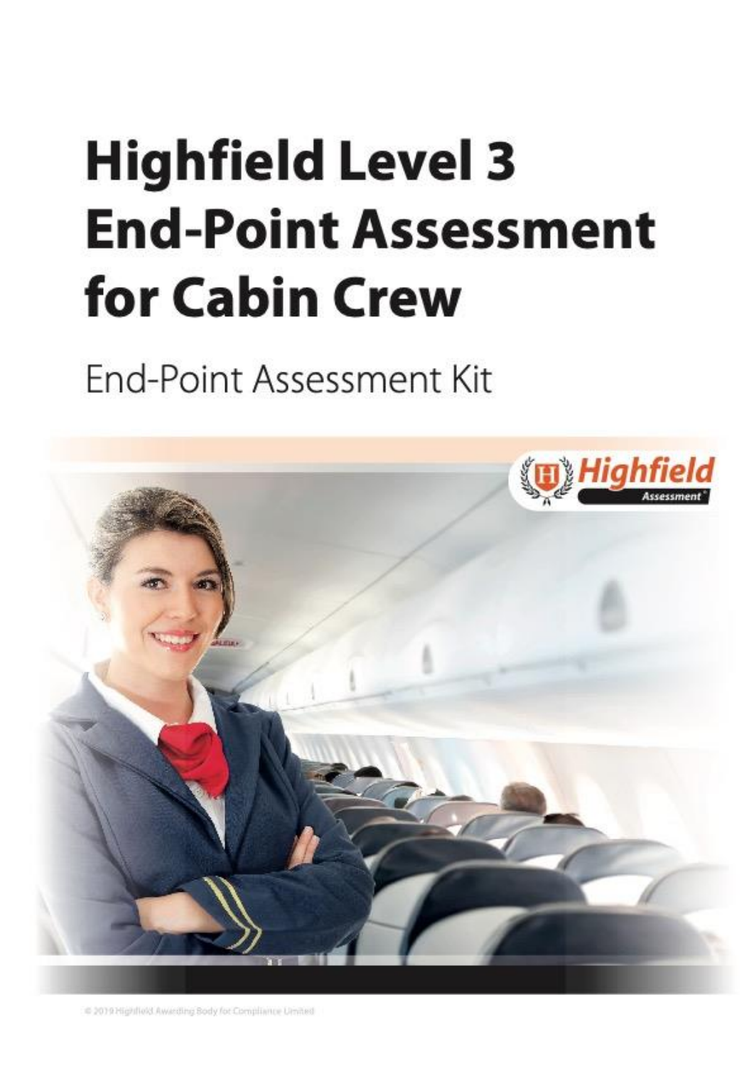# Highfield Level 3 End-Point Assessment for Cabin Crew

End-Point Assessment Kit

© 2019 Highfield Awarding Body for Compliance Limited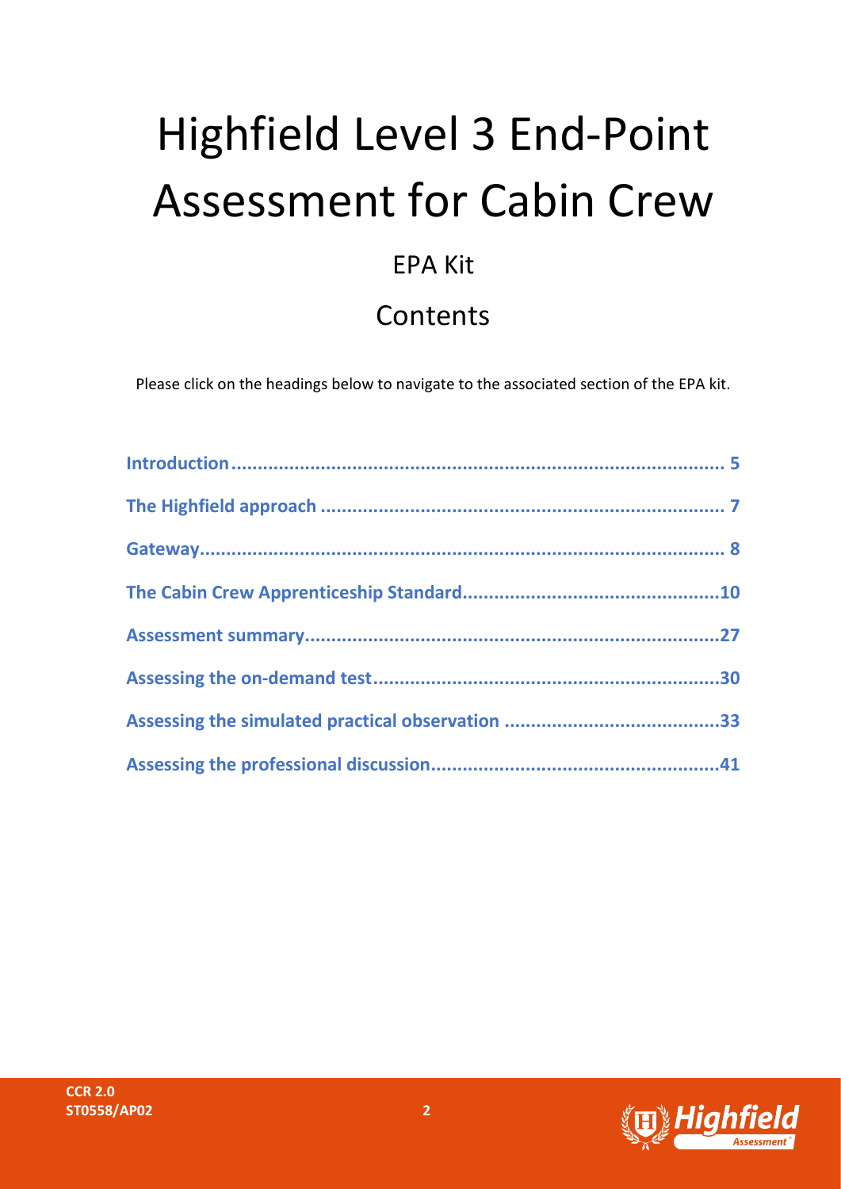# Highfield Level 3 End-Point Assessment for Cabin Crew

## EPA Kit

## Contents

Please click on the headings below to navigate to the associated section of the EPA kit.

| | |
|---|---|
| **Introduction** | **5** |
| **The Highfield approach** | **7** |
| **Gateway** | **8** |
| **The Cabin Crew Apprenticeship Standard** | **10** |
| **Assessment summary** | **27** |
| **Assessing the on-demand test** | **30** |
| **Assessing the simulated practical observation** | **33** |
| **Assessing the professional discussion** | **41** |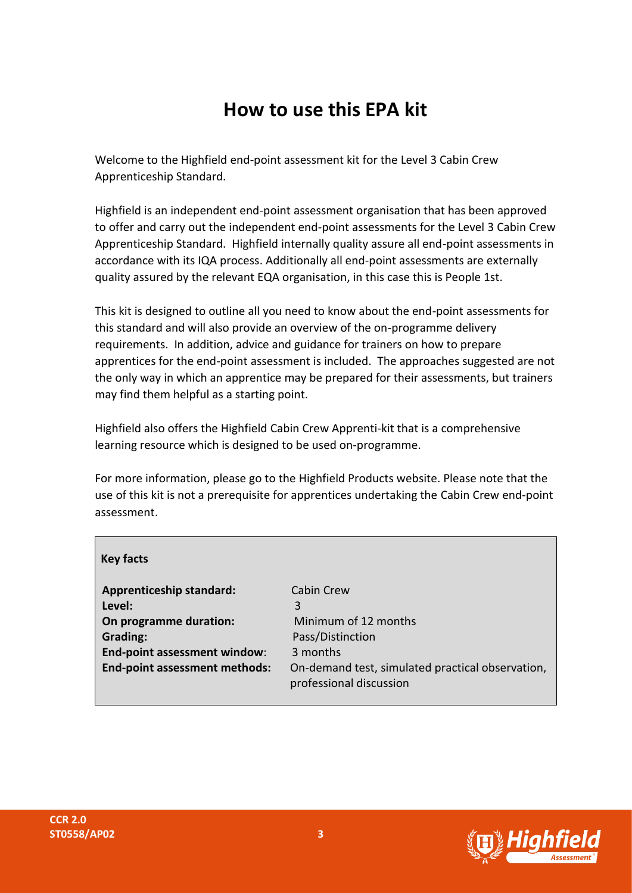# How to use this EPA kit

Welcome to the Highfield end-point assessment kit for the Level 3 Cabin Crew Apprenticeship Standard.

Highfield is an independent end-point assessment organisation that has been approved to offer and carry out the independent end-point assessments for the Level 3 Cabin Crew Apprenticeship Standard. Highfield internally quality assure all end-point assessments in accordance with its IQA process. Additionally all end-point assessments are externally quality assured by the relevant EQA organisation, in this case this is People 1st.

This kit is designed to outline all you need to know about the end-point assessments for this standard and will also provide an overview of the on-programme delivery requirements. In addition, advice and guidance for trainers on how to prepare apprentices for the end-point assessment is included. The approaches suggested are not the only way in which an apprentice may be prepared for their assessments, but trainers may find them helpful as a starting point.

Highfield also offers the Highfield Cabin Crew Apprenti-kit that is a comprehensive learning resource which is designed to be used on-programme.

For more information, please go to the Highfield Products website. Please note that the use of this kit is not a prerequisite for apprentices undertaking the Cabin Crew end-point assessment.

**Key facts**

| | |
|---|---|
| **Apprenticeship standard:** | Cabin Crew |
| **Level:** | 3 |
| **On programme duration:** | Minimum of 12 months |
| **Grading:** | Pass/Distinction |
| **End-point assessment window**: | 3 months |
| **End-point assessment methods:** | On-demand test, simulated practical observation, professional discussion |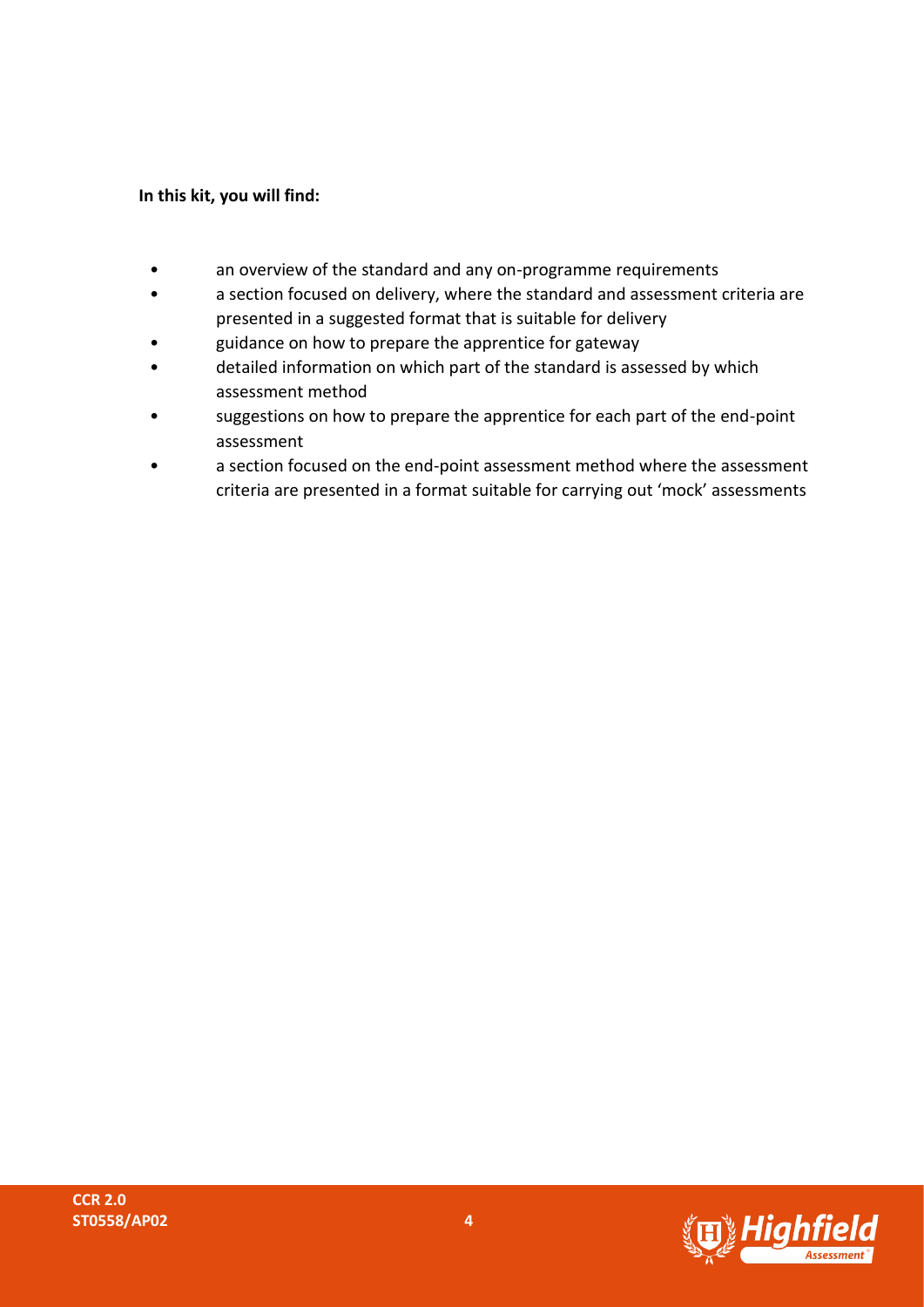**In this kit, you will find:**

- an overview of the standard and any on-programme requirements
- a section focused on delivery, where the standard and assessment criteria are presented in a suggested format that is suitable for delivery
- guidance on how to prepare the apprentice for gateway
- detailed information on which part of the standard is assessed by which assessment method
- suggestions on how to prepare the apprentice for each part of the end-point assessment
- a section focused on the end-point assessment method where the assessment criteria are presented in a format suitable for carrying out 'mock' assessments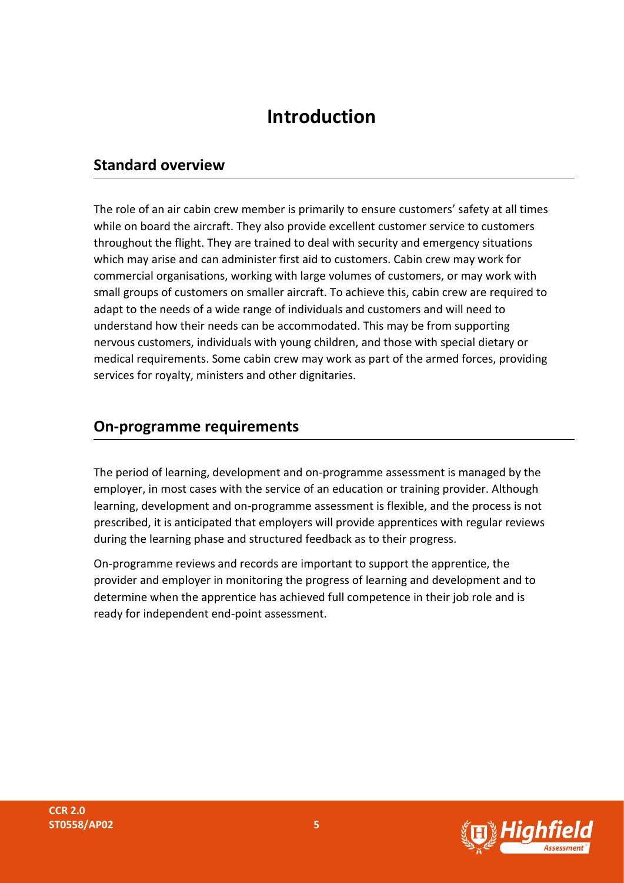# Introduction

## Standard overview

The role of an air cabin crew member is primarily to ensure customers' safety at all times while on board the aircraft. They also provide excellent customer service to customers throughout the flight. They are trained to deal with security and emergency situations which may arise and can administer first aid to customers. Cabin crew may work for commercial organisations, working with large volumes of customers, or may work with small groups of customers on smaller aircraft. To achieve this, cabin crew are required to adapt to the needs of a wide range of individuals and customers and will need to understand how their needs can be accommodated. This may be from supporting nervous customers, individuals with young children, and those with special dietary or medical requirements. Some cabin crew may work as part of the armed forces, providing services for royalty, ministers and other dignitaries.

## On-programme requirements

The period of learning, development and on-programme assessment is managed by the employer, in most cases with the service of an education or training provider. Although learning, development and on-programme assessment is flexible, and the process is not prescribed, it is anticipated that employers will provide apprentices with regular reviews during the learning phase and structured feedback as to their progress.

On-programme reviews and records are important to support the apprentice, the provider and employer in monitoring the progress of learning and development and to determine when the apprentice has achieved full competence in their job role and is ready for independent end-point assessment.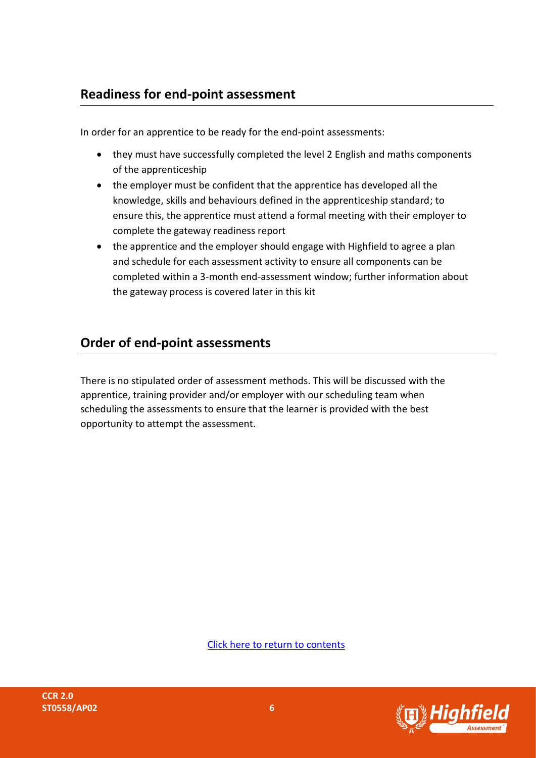## Readiness for end-point assessment

In order for an apprentice to be ready for the end-point assessments:

- they must have successfully completed the level 2 English and maths components of the apprenticeship
- the employer must be confident that the apprentice has developed all the knowledge, skills and behaviours defined in the apprenticeship standard; to ensure this, the apprentice must attend a formal meeting with their employer to complete the gateway readiness report
- the apprentice and the employer should engage with Highfield to agree a plan and schedule for each assessment activity to ensure all components can be completed within a 3-month end-assessment window; further information about the gateway process is covered later in this kit

## Order of end-point assessments

There is no stipulated order of assessment methods. This will be discussed with the apprentice, training provider and/or employer with our scheduling team when scheduling the assessments to ensure that the learner is provided with the best opportunity to attempt the assessment.

Click here to return to contents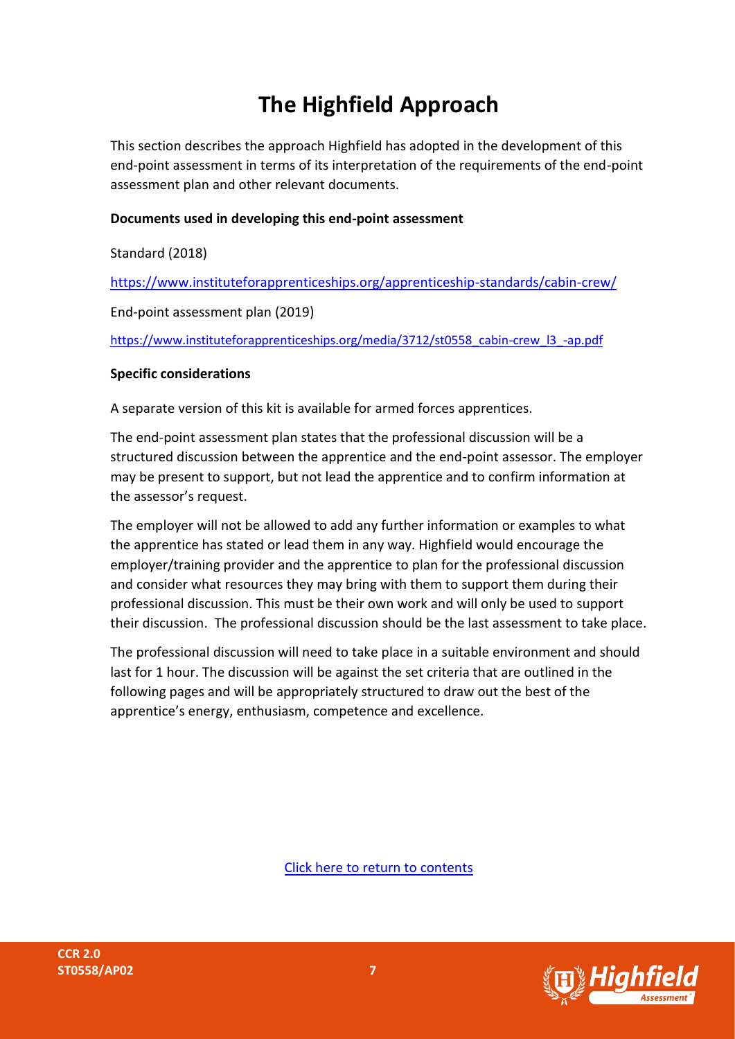# The Highfield Approach

This section describes the approach Highfield has adopted in the development of this end-point assessment in terms of its interpretation of the requirements of the end-point assessment plan and other relevant documents.

**Documents used in developing this end-point assessment**

Standard (2018)

https://www.instituteforapprenticeships.org/apprenticeship-standards/cabin-crew/

End-point assessment plan (2019)

https://www.instituteforapprenticeships.org/media/3712/st0558_cabin-crew_l3_-ap.pdf

**Specific considerations**

A separate version of this kit is available for armed forces apprentices.

The end-point assessment plan states that the professional discussion will be a structured discussion between the apprentice and the end-point assessor. The employer may be present to support, but not lead the apprentice and to confirm information at the assessor's request.

The employer will not be allowed to add any further information or examples to what the apprentice has stated or lead them in any way. Highfield would encourage the employer/training provider and the apprentice to plan for the professional discussion and consider what resources they may bring with them to support them during their professional discussion. This must be their own work and will only be used to support their discussion. The professional discussion should be the last assessment to take place.

The professional discussion will need to take place in a suitable environment and should last for 1 hour. The discussion will be against the set criteria that are outlined in the following pages and will be appropriately structured to draw out the best of the apprentice's energy, enthusiasm, competence and excellence.

Click here to return to contents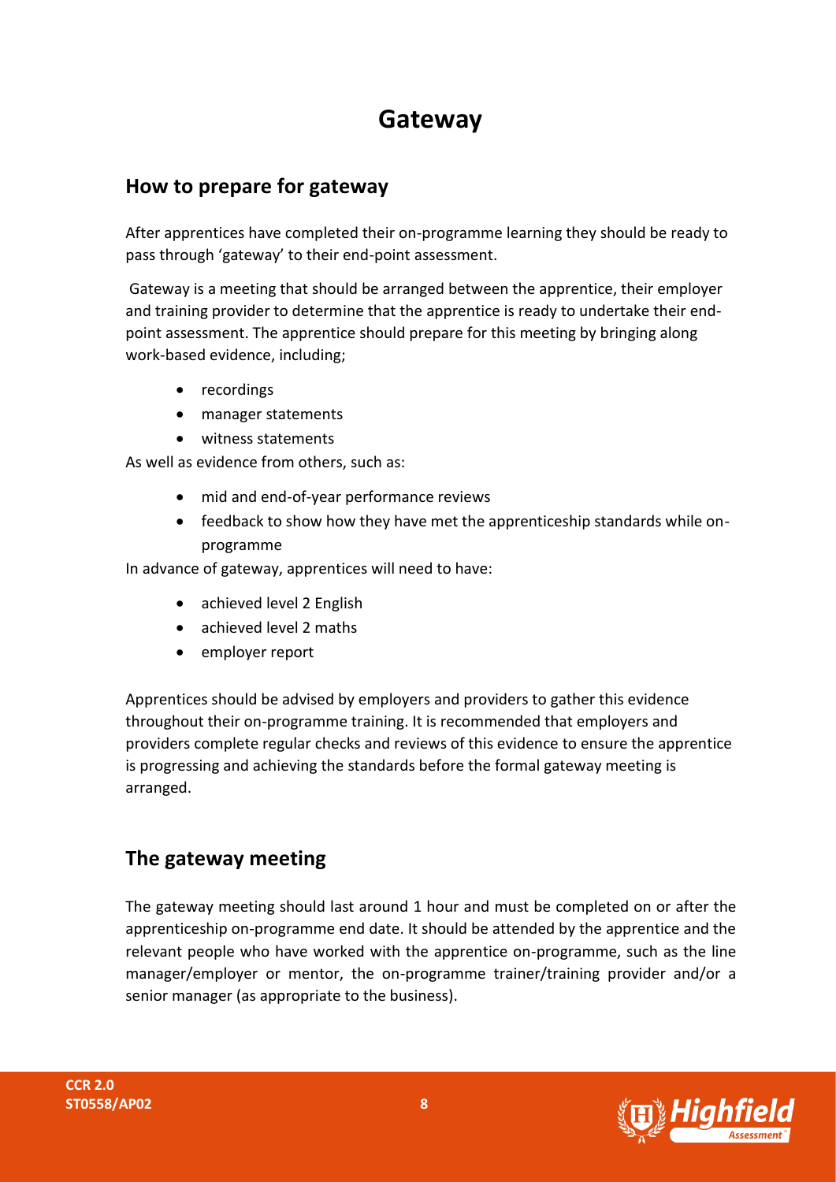# Gateway

## How to prepare for gateway

After apprentices have completed their on-programme learning they should be ready to pass through 'gateway' to their end-point assessment.

Gateway is a meeting that should be arranged between the apprentice, their employer and training provider to determine that the apprentice is ready to undertake their end-point assessment. The apprentice should prepare for this meeting by bringing along work-based evidence, including;

- recordings
- manager statements
- witness statements

As well as evidence from others, such as:

- mid and end-of-year performance reviews
- feedback to show how they have met the apprenticeship standards while on-programme

In advance of gateway, apprentices will need to have:

- achieved level 2 English
- achieved level 2 maths
- employer report

Apprentices should be advised by employers and providers to gather this evidence throughout their on-programme training. It is recommended that employers and providers complete regular checks and reviews of this evidence to ensure the apprentice is progressing and achieving the standards before the formal gateway meeting is arranged.

## The gateway meeting

The gateway meeting should last around 1 hour and must be completed on or after the apprenticeship on-programme end date. It should be attended by the apprentice and the relevant people who have worked with the apprentice on-programme, such as the line manager/employer or mentor, the on-programme trainer/training provider and/or a senior manager (as appropriate to the business).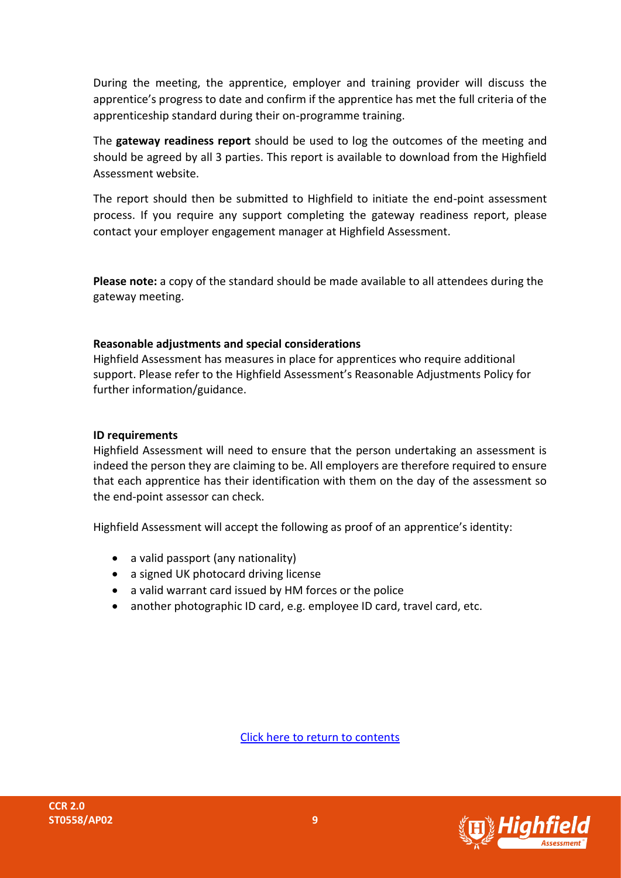During the meeting, the apprentice, employer and training provider will discuss the apprentice's progress to date and confirm if the apprentice has met the full criteria of the apprenticeship standard during their on-programme training.

The **gateway readiness report** should be used to log the outcomes of the meeting and should be agreed by all 3 parties. This report is available to download from the Highfield Assessment website.

The report should then be submitted to Highfield to initiate the end-point assessment process. If you require any support completing the gateway readiness report, please contact your employer engagement manager at Highfield Assessment.

**Please note:** a copy of the standard should be made available to all attendees during the gateway meeting.

**Reasonable adjustments and special considerations**

Highfield Assessment has measures in place for apprentices who require additional support. Please refer to the Highfield Assessment's Reasonable Adjustments Policy for further information/guidance.

**ID requirements**

Highfield Assessment will need to ensure that the person undertaking an assessment is indeed the person they are claiming to be. All employers are therefore required to ensure that each apprentice has their identification with them on the day of the assessment so the end-point assessor can check.

Highfield Assessment will accept the following as proof of an apprentice's identity:

- a valid passport (any nationality)
- a signed UK photocard driving license
- a valid warrant card issued by HM forces or the police
- another photographic ID card, e.g. employee ID card, travel card, etc.

Click here to return to contents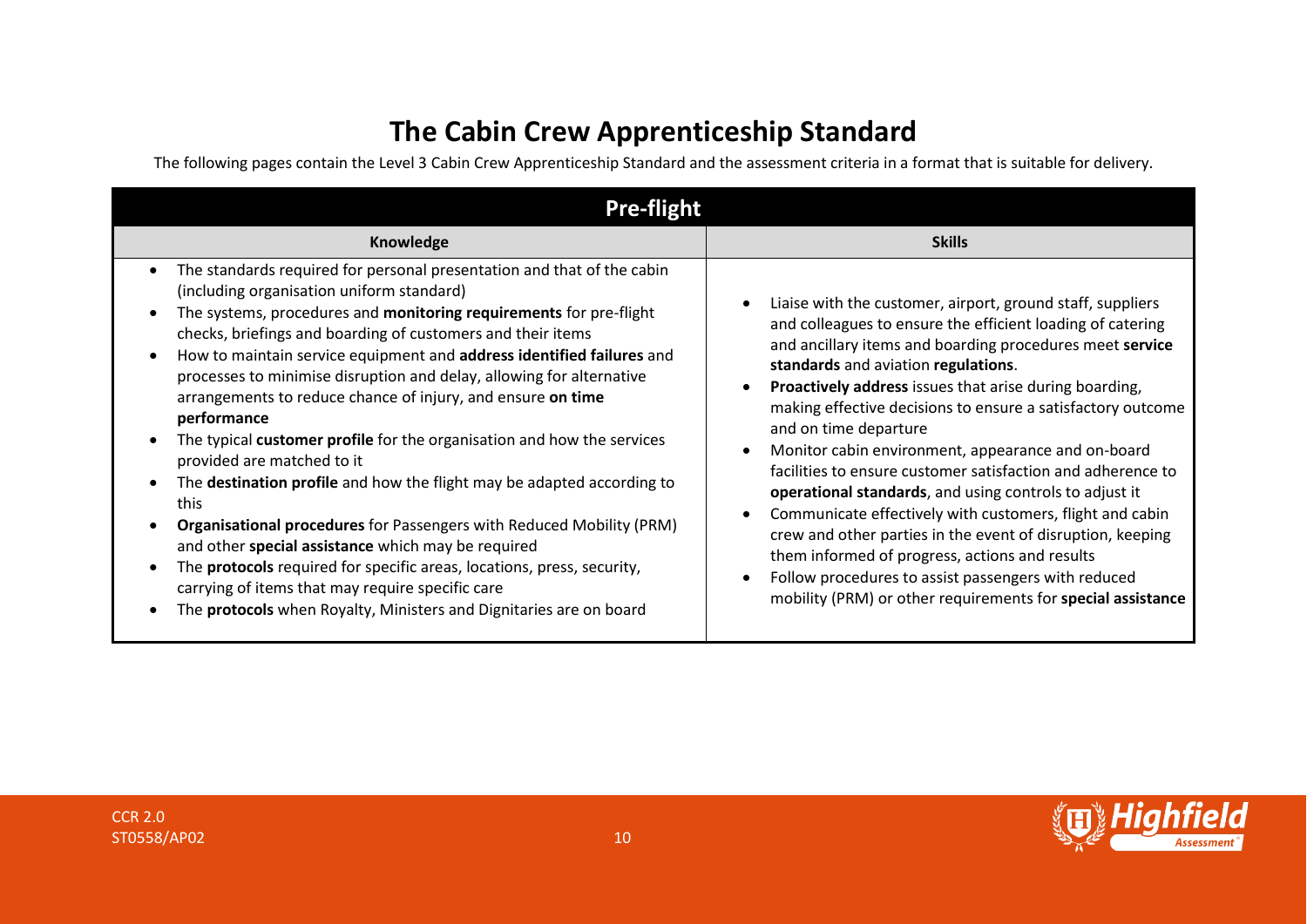# The Cabin Crew Apprenticeship Standard

The following pages contain the Level 3 Cabin Crew Apprenticeship Standard and the assessment criteria in a format that is suitable for delivery.

| **Pre-flight** | |
|---|---|
| **Knowledge** | **Skills** |
| • The standards required for personal presentation and that of the cabin (including organisation uniform standard)<br>• The systems, procedures and **monitoring requirements** for pre-flight checks, briefings and boarding of customers and their items<br>• How to maintain service equipment and **address identified failures** and processes to minimise disruption and delay, allowing for alternative arrangements to reduce chance of injury, and ensure **on time performance**<br>• The typical **customer profile** for the organisation and how the services provided are matched to it<br>• The **destination profile** and how the flight may be adapted according to this<br>• **Organisational procedures** for Passengers with Reduced Mobility (PRM) and other **special assistance** which may be required<br>• The **protocols** required for specific areas, locations, press, security, carrying of items that may require specific care<br>• The **protocols** when Royalty, Ministers and Dignitaries are on board | • Liaise with the customer, airport, ground staff, suppliers and colleagues to ensure the efficient loading of catering and ancillary items and boarding procedures meet **service standards** and aviation **regulations**.<br>• **Proactively address** issues that arise during boarding, making effective decisions to ensure a satisfactory outcome and on time departure<br>• Monitor cabin environment, appearance and on-board facilities to ensure customer satisfaction and adherence to **operational standards**, and using controls to adjust it<br>• Communicate effectively with customers, flight and cabin crew and other parties in the event of disruption, keeping them informed of progress, actions and results<br>• Follow procedures to assist passengers with reduced mobility (PRM) or other requirements for **special assistance** |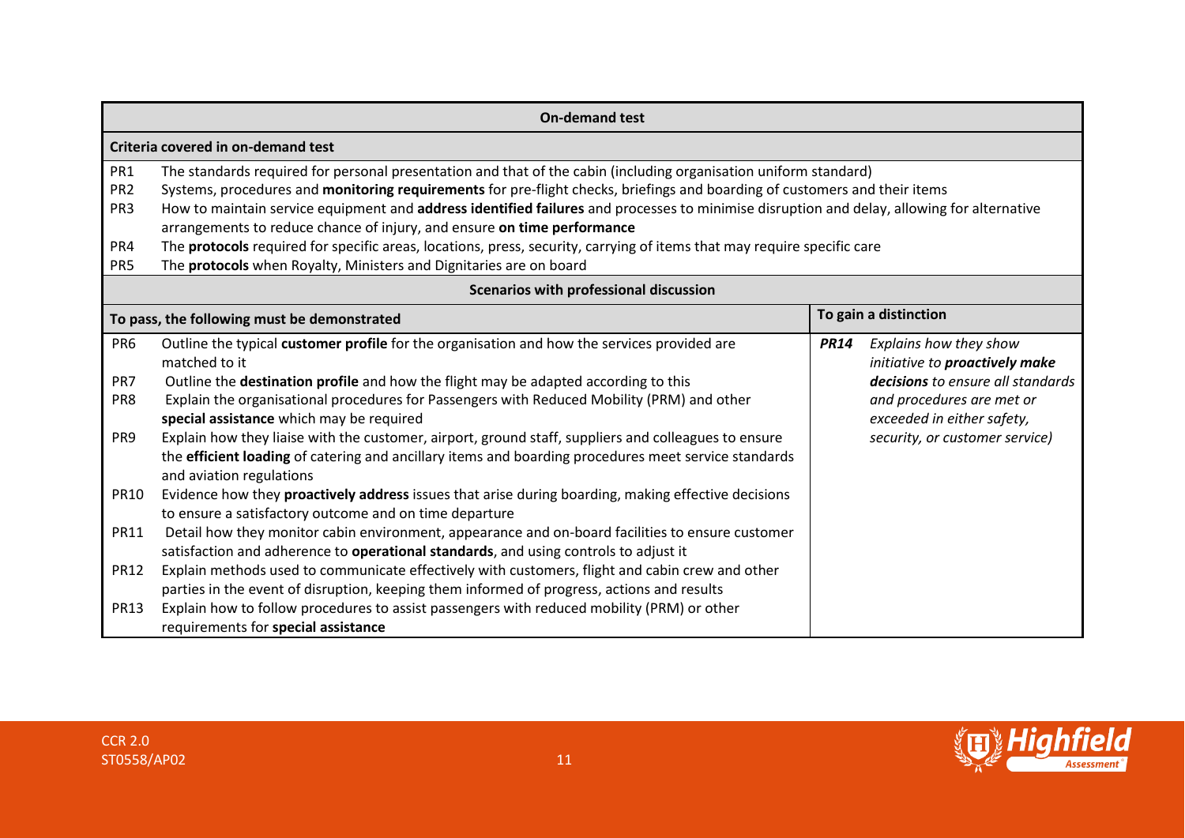| On-demand test | | |
|---|---|---|
| **Criteria covered in on-demand test** | | |
| PR1 | The standards required for personal presentation and that of the cabin (including organisation uniform standard) | |
| PR2 | Systems, procedures and **monitoring requirements** for pre-flight checks, briefings and boarding of customers and their items | |
| PR3 | How to maintain service equipment and **address identified failures** and processes to minimise disruption and delay, allowing for alternative arrangements to reduce chance of injury, and ensure **on time performance** | |
| PR4 | The **protocols** required for specific areas, locations, press, security, carrying of items that may require specific care | |
| PR5 | The **protocols** when Royalty, Ministers and Dignitaries are on board | |

| Scenarios with professional discussion | | | |
|---|---|---|---|
| **To pass, the following must be demonstrated** | | **To gain a distinction** | |
| PR6 | Outline the typical **customer profile** for the organisation and how the services provided are matched to it | ***PR14*** | *Explains how they show initiative to **proactively make decisions** to ensure all standards and procedures are met or exceeded in either safety, security, or customer service)* |
| PR7 | Outline the **destination profile** and how the flight may be adapted according to this | | |
| PR8 | Explain the organisational procedures for Passengers with Reduced Mobility (PRM) and other **special assistance** which may be required | | |
| PR9 | Explain how they liaise with the customer, airport, ground staff, suppliers and colleagues to ensure the **efficient loading** of catering and ancillary items and boarding procedures meet service standards and aviation regulations | | |
| PR10 | Evidence how they **proactively address** issues that arise during boarding, making effective decisions to ensure a satisfactory outcome and on time departure | | |
| PR11 | Detail how they monitor cabin environment, appearance and on-board facilities to ensure customer satisfaction and adherence to **operational standards**, and using controls to adjust it | | |
| PR12 | Explain methods used to communicate effectively with customers, flight and cabin crew and other parties in the event of disruption, keeping them informed of progress, actions and results | | |
| PR13 | Explain how to follow procedures to assist passengers with reduced mobility (PRM) or other requirements for **special assistance** | | |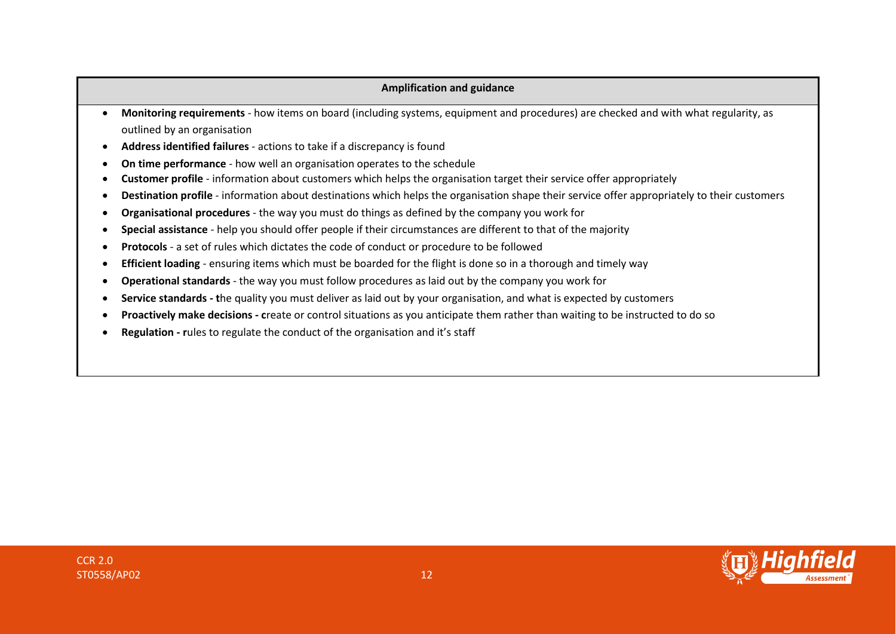| Amplification and guidance |
|---|
| • **Monitoring requirements** - how items on board (including systems, equipment and procedures) are checked and with what regularity, as outlined by an organisation<br>• **Address identified failures** - actions to take if a discrepancy is found<br>• **On time performance** - how well an organisation operates to the schedule<br>• **Customer profile** - information about customers which helps the organisation target their service offer appropriately<br>• **Destination profile** - information about destinations which helps the organisation shape their service offer appropriately to their customers<br>• **Organisational procedures** - the way you must do things as defined by the company you work for<br>• **Special assistance** - help you should offer people if their circumstances are different to that of the majority<br>• **Protocols** - a set of rules which dictates the code of conduct or procedure to be followed<br>• **Efficient loading** - ensuring items which must be boarded for the flight is done so in a thorough and timely way<br>• **Operational standards** - the way you must follow procedures as laid out by the company you work for<br>• **Service standards - t**he quality you must deliver as laid out by your organisation, and what is expected by customers<br>• **Proactively make decisions - c**reate or control situations as you anticipate them rather than waiting to be instructed to do so<br>• **Regulation - r**ules to regulate the conduct of the organisation and it's staff |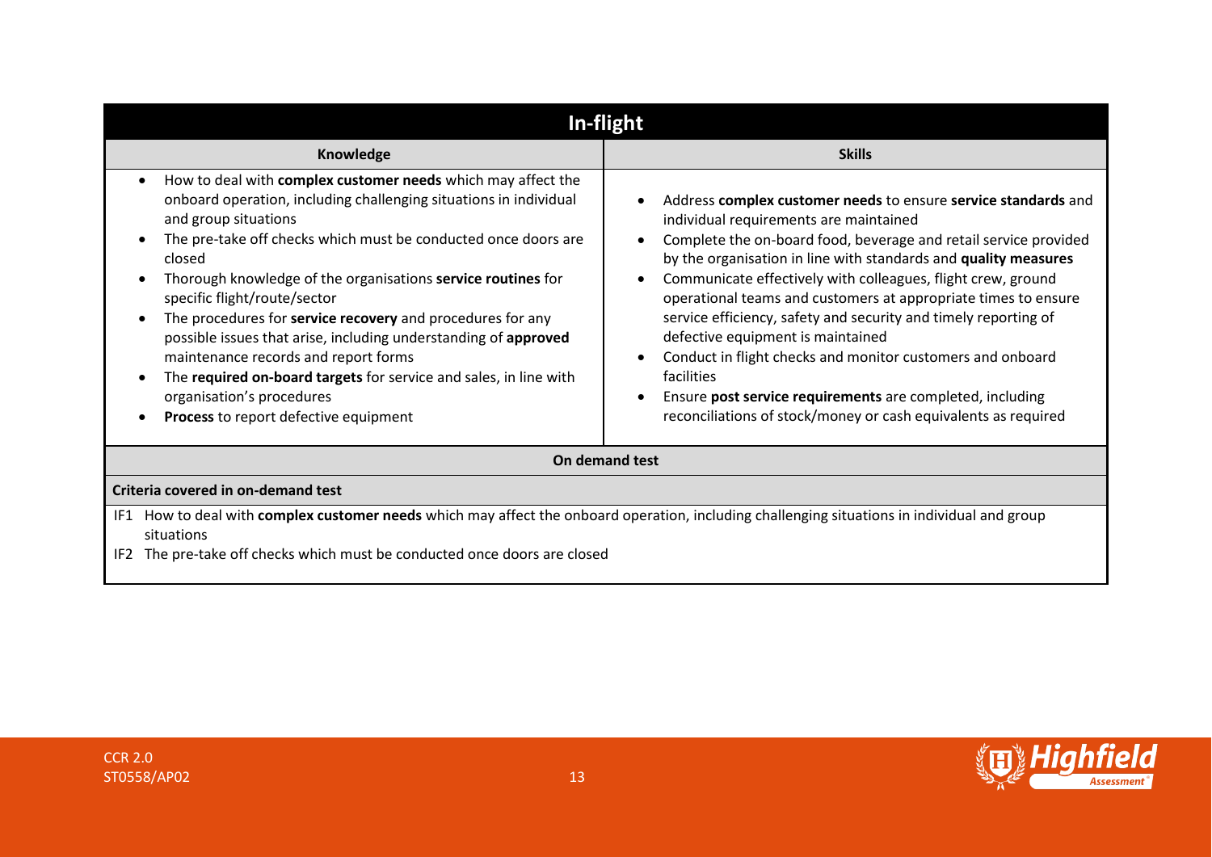| In-flight | |
|---|---|
| **Knowledge** | **Skills** |
| • How to deal with **complex customer needs** which may affect the onboard operation, including challenging situations in individual and group situations<br>• The pre-take off checks which must be conducted once doors are closed<br>• Thorough knowledge of the organisations **service routines** for specific flight/route/sector<br>• The procedures for **service recovery** and procedures for any possible issues that arise, including understanding of **approved** maintenance records and report forms<br>• The **required on-board targets** for service and sales, in line with organisation's procedures<br>• **Process** to report defective equipment | • Address **complex customer needs** to ensure **service standards** and individual requirements are maintained<br>• Complete the on-board food, beverage and retail service provided by the organisation in line with standards and **quality measures**<br>• Communicate effectively with colleagues, flight crew, ground operational teams and customers at appropriate times to ensure service efficiency, safety and security and timely reporting of defective equipment is maintained<br>• Conduct in flight checks and monitor customers and onboard facilities<br>• Ensure **post service requirements** are completed, including reconciliations of stock/money or cash equivalents as required |
| **On demand test** | |
| **Criteria covered in on-demand test** | |
| IF1 How to deal with **complex customer needs** which may affect the onboard operation, including challenging situations in individual and group situations<br>IF2 The pre-take off checks which must be conducted once doors are closed | |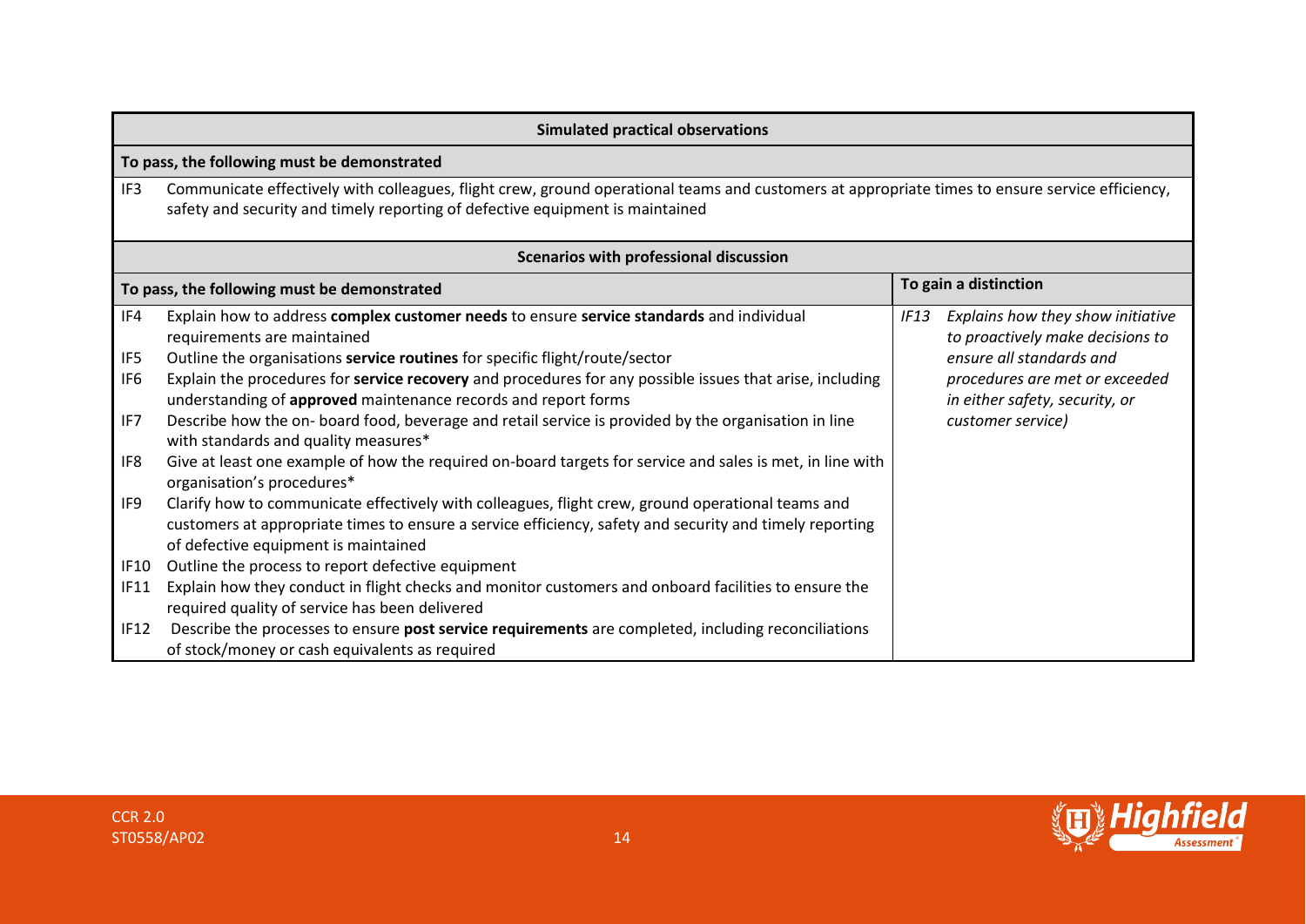| Simulated practical observations | |
|---|---|
| **To pass, the following must be demonstrated** | |
| IF3 | Communicate effectively with colleagues, flight crew, ground operational teams and customers at appropriate times to ensure service efficiency, safety and security and timely reporting of defective equipment is maintained |

| Scenarios with professional discussion | | |
|---|---|---|
| **To pass, the following must be demonstrated** | | **To gain a distinction** |
| IF4 | Explain how to address **complex customer needs** to ensure **service standards** and individual requirements are maintained | *IF13 Explains how they show initiative to proactively make decisions to ensure all standards and procedures are met or exceeded in either safety, security, or customer service)* |
| IF5 | Outline the organisations **service routines** for specific flight/route/sector | |
| IF6 | Explain the procedures for **service recovery** and procedures for any possible issues that arise, including understanding of **approved** maintenance records and report forms | |
| IF7 | Describe how the on- board food, beverage and retail service is provided by the organisation in line with standards and quality measures* | |
| IF8 | Give at least one example of how the required on-board targets for service and sales is met, in line with organisation's procedures* | |
| IF9 | Clarify how to communicate effectively with colleagues, flight crew, ground operational teams and customers at appropriate times to ensure a service efficiency, safety and security and timely reporting of defective equipment is maintained | |
| IF10 | Outline the process to report defective equipment | |
| IF11 | Explain how they conduct in flight checks and monitor customers and onboard facilities to ensure the required quality of service has been delivered | |
| IF12 | Describe the processes to ensure **post service requirements** are completed, including reconciliations of stock/money or cash equivalents as required | |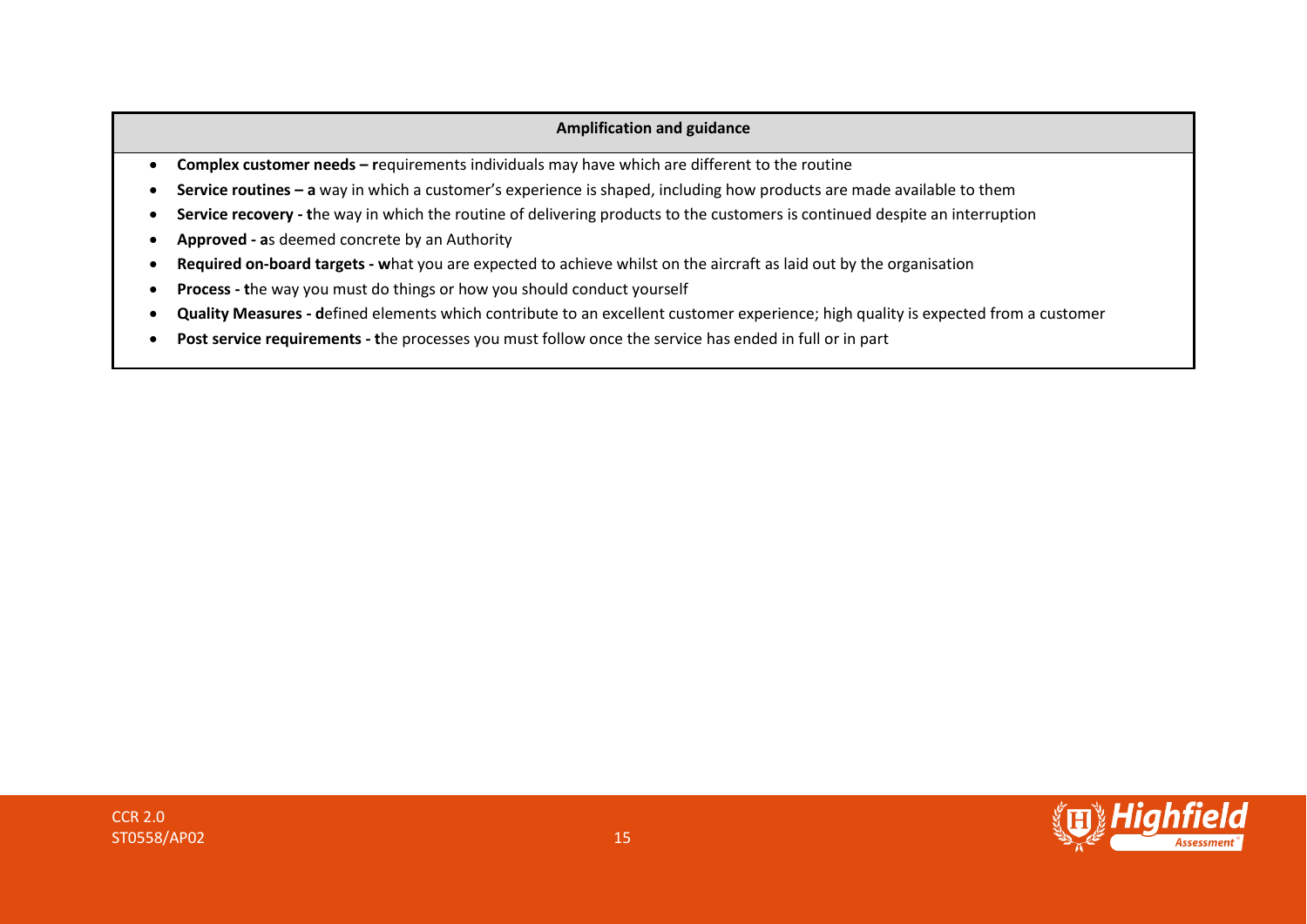| Amplification and guidance |
| --- |
| <ul><li>**Complex customer needs – r**equirements individuals may have which are different to the routine</li><li>**Service routines – a** way in which a customer's experience is shaped, including how products are made available to them</li><li>**Service recovery - t**he way in which the routine of delivering products to the customers is continued despite an interruption</li><li>**Approved - a**s deemed concrete by an Authority</li><li>**Required on-board targets - w**hat you are expected to achieve whilst on the aircraft as laid out by the organisation</li><li>**Process - t**he way you must do things or how you should conduct yourself</li><li>**Quality Measures - d**efined elements which contribute to an excellent customer experience; high quality is expected from a customer</li><li>**Post service requirements - t**he processes you must follow once the service has ended in full or in part</li></ul> |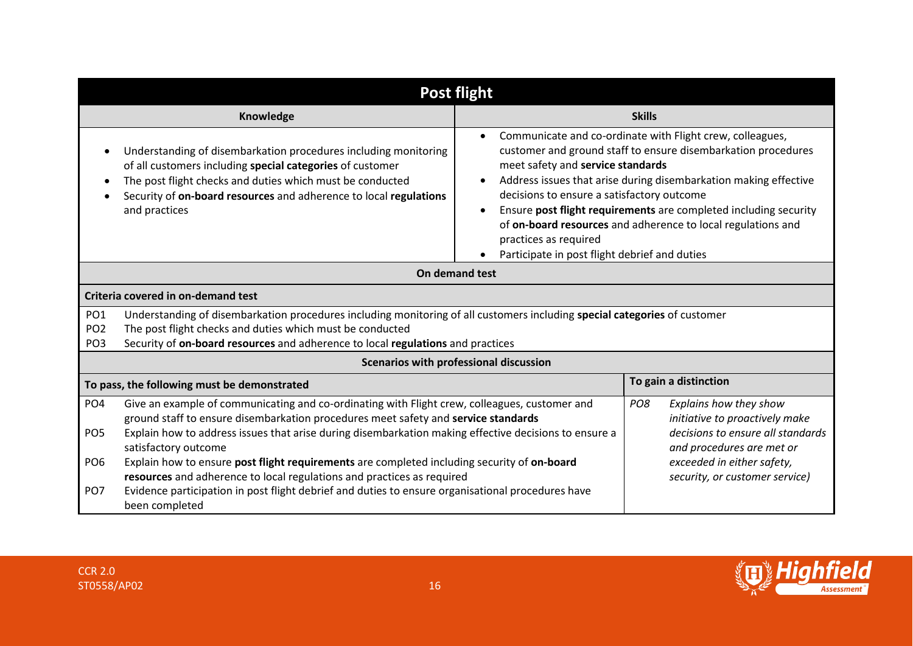## Post flight

| Knowledge | Skills |
|---|---|
| • Understanding of disembarkation procedures including monitoring of all customers including **special categories** of customer<br>• The post flight checks and duties which must be conducted<br>• Security of **on-board resources** and adherence to local **regulations** and practices | • Communicate and co-ordinate with Flight crew, colleagues, customer and ground staff to ensure disembarkation procedures meet safety and **service standards**<br>• Address issues that arise during disembarkation making effective decisions to ensure a satisfactory outcome<br>• Ensure **post flight requirements** are completed including security of **on-board resources** and adherence to local regulations and practices as required<br>• Participate in post flight debrief and duties |

**On demand test**

**Criteria covered in on-demand test**

| | |
|---|---|
| PO1 | Understanding of disembarkation procedures including monitoring of all customers including **special categories** of customer |
| PO2 | The post flight checks and duties which must be conducted |
| PO3 | Security of **on-board resources** and adherence to local **regulations** and practices |

**Scenarios with professional discussion**

| To pass, the following must be demonstrated | | To gain a distinction | |
|---|---|---|---|
| PO4 | Give an example of communicating and co-ordinating with Flight crew, colleagues, customer and ground staff to ensure disembarkation procedures meet safety and **service standards** | *PO8* | *Explains how they show initiative to proactively make decisions to ensure all standards and procedures are met or exceeded in either safety, security, or customer service)* |
| PO5 | Explain how to address issues that arise during disembarkation making effective decisions to ensure a satisfactory outcome | | |
| PO6 | Explain how to ensure **post flight requirements** are completed including security of **on-board resources** and adherence to local regulations and practices as required | | |
| PO7 | Evidence participation in post flight debrief and duties to ensure organisational procedures have been completed | | |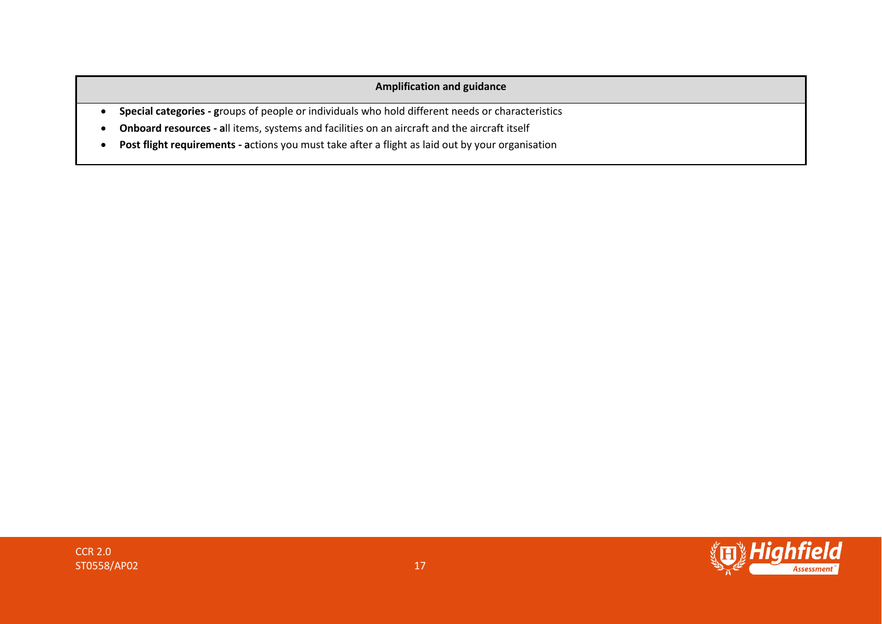| Amplification and guidance |
| --- |
| • **Special categories - g**roups of people or individuals who hold different needs or characteristics<br>• **Onboard resources - a**ll items, systems and facilities on an aircraft and the aircraft itself<br>• **Post flight requirements - a**ctions you must take after a flight as laid out by your organisation |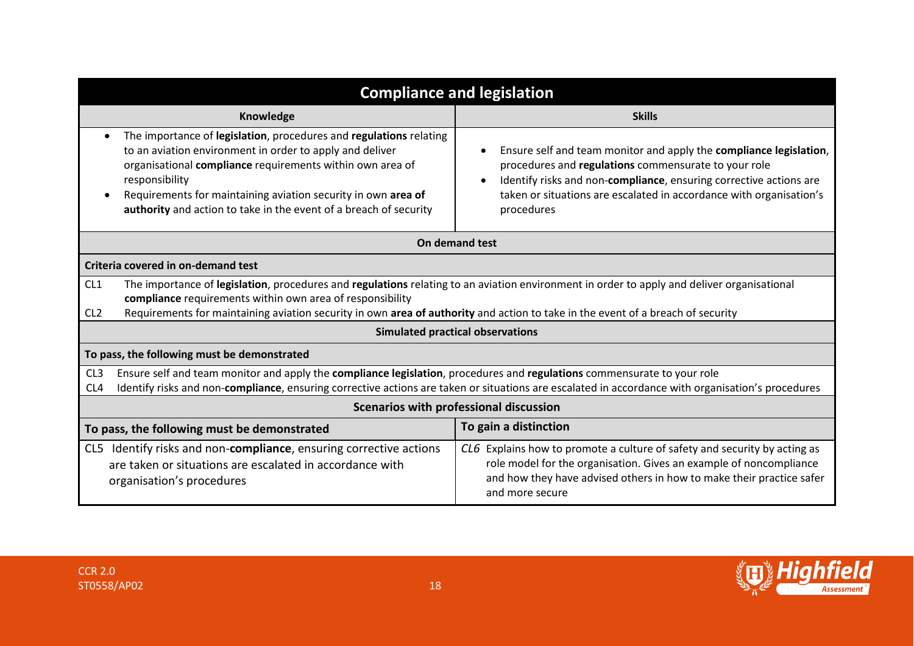## Compliance and legislation

| Knowledge | Skills |
|---|---|
| • The importance of **legislation**, procedures and **regulations** relating to an aviation environment in order to apply and deliver organisational **compliance** requirements within own area of responsibility<br>• Requirements for maintaining aviation security in own **area of authority** and action to take in the event of a breach of security | • Ensure self and team monitor and apply the **compliance legislation**, procedures and **regulations** commensurate to your role<br>• Identify risks and non-**compliance**, ensuring corrective actions are taken or situations are escalated in accordance with organisation's procedures |

**On demand test**

**Criteria covered in on-demand test**

| | |
|---|---|
| CL1 | The importance of **legislation**, procedures and **regulations** relating to an aviation environment in order to apply and deliver organisational **compliance** requirements within own area of responsibility |
| CL2 | Requirements for maintaining aviation security in own **area of authority** and action to take in the event of a breach of security |

**Simulated practical observations**

**To pass, the following must be demonstrated**

| | |
|---|---|
| CL3 | Ensure self and team monitor and apply the **compliance legislation**, procedures and **regulations** commensurate to your role |
| CL4 | Identify risks and non-**compliance**, ensuring corrective actions are taken or situations are escalated in accordance with organisation's procedures |

**Scenarios with professional discussion**

| To pass, the following must be demonstrated | To gain a distinction |
|---|---|
| CL5 Identify risks and non-**compliance**, ensuring corrective actions are taken or situations are escalated in accordance with organisation's procedures | *CL6* Explains how to promote a culture of safety and security by acting as role model for the organisation. Gives an example of noncompliance and how they have advised others in how to make their practice safer and more secure |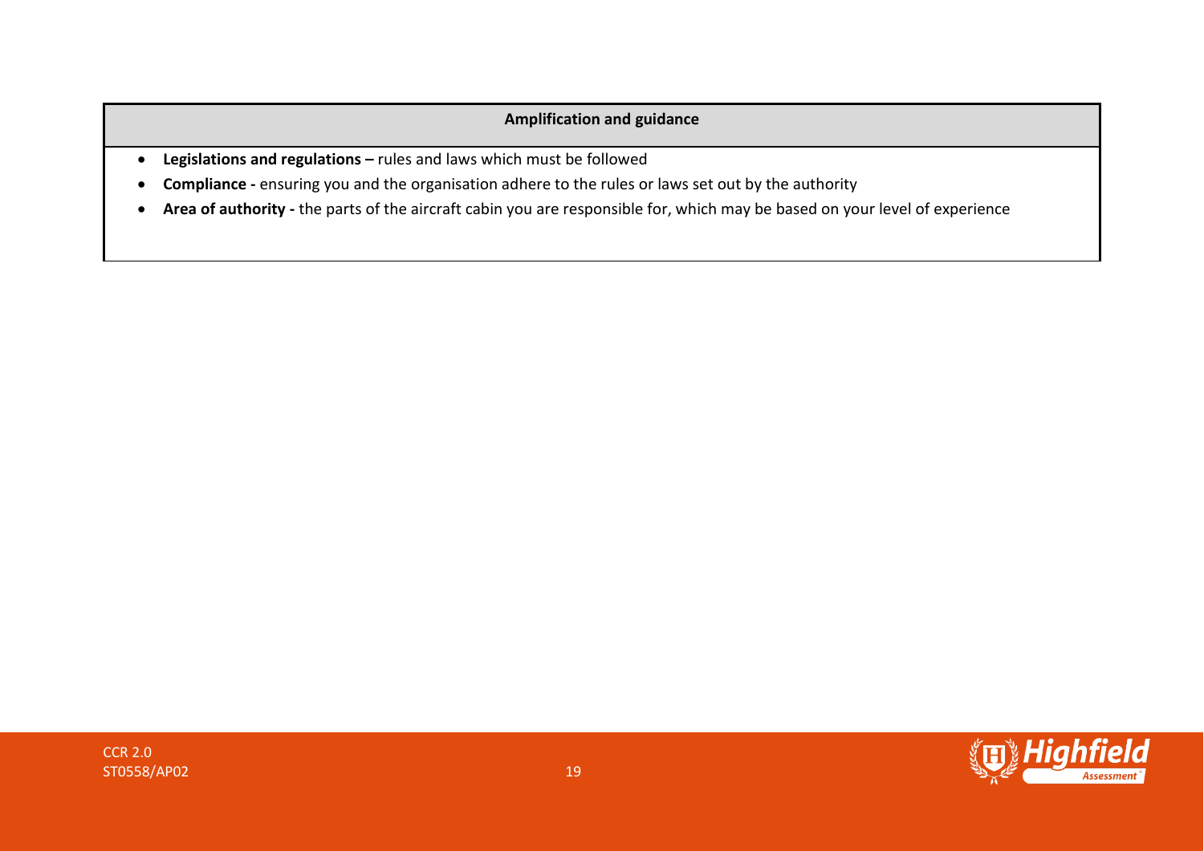| Amplification and guidance |
|---|
| • **Legislations and regulations –** rules and laws which must be followed<br>• **Compliance -** ensuring you and the organisation adhere to the rules or laws set out by the authority<br>• **Area of authority -** the parts of the aircraft cabin you are responsible for, which may be based on your level of experience |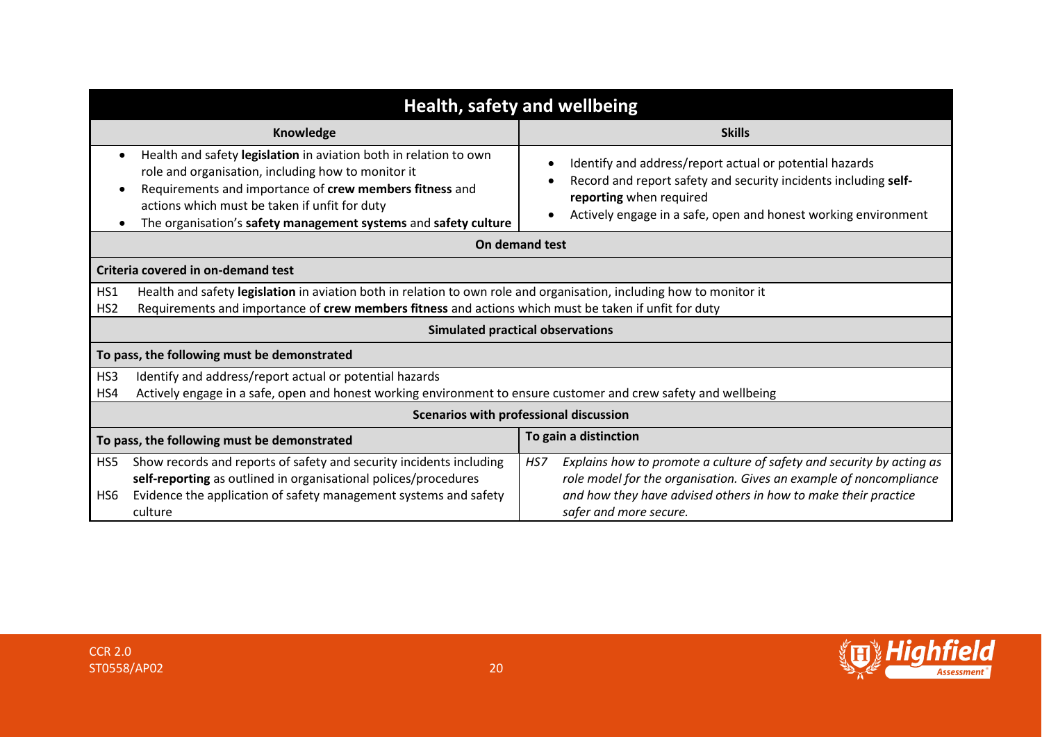## Health, safety and wellbeing

| Knowledge | Skills |
|---|---|
| • Health and safety **legislation** in aviation both in relation to own role and organisation, including how to monitor it<br>• Requirements and importance of **crew members fitness** and actions which must be taken if unfit for duty<br>• The organisation's **safety management systems** and **safety culture** | • Identify and address/report actual or potential hazards<br>• Record and report safety and security incidents including **self-reporting** when required<br>• Actively engage in a safe, open and honest working environment |

**On demand test**

**Criteria covered in on-demand test**

| | |
|---|---|
| HS1 | Health and safety **legislation** in aviation both in relation to own role and organisation, including how to monitor it |
| HS2 | Requirements and importance of **crew members fitness** and actions which must be taken if unfit for duty |

**Simulated practical observations**

**To pass, the following must be demonstrated**

| | |
|---|---|
| HS3 | Identify and address/report actual or potential hazards |
| HS4 | Actively engage in a safe, open and honest working environment to ensure customer and crew safety and wellbeing |

**Scenarios with professional discussion**

| To pass, the following must be demonstrated | To gain a distinction |
|---|---|
| HS5 Show records and reports of safety and security incidents including **self-reporting** as outlined in organisational polices/procedures<br>HS6 Evidence the application of safety management systems and safety culture | *HS7 Explains how to promote a culture of safety and security by acting as role model for the organisation. Gives an example of noncompliance and how they have advised others in how to make their practice safer and more secure.* |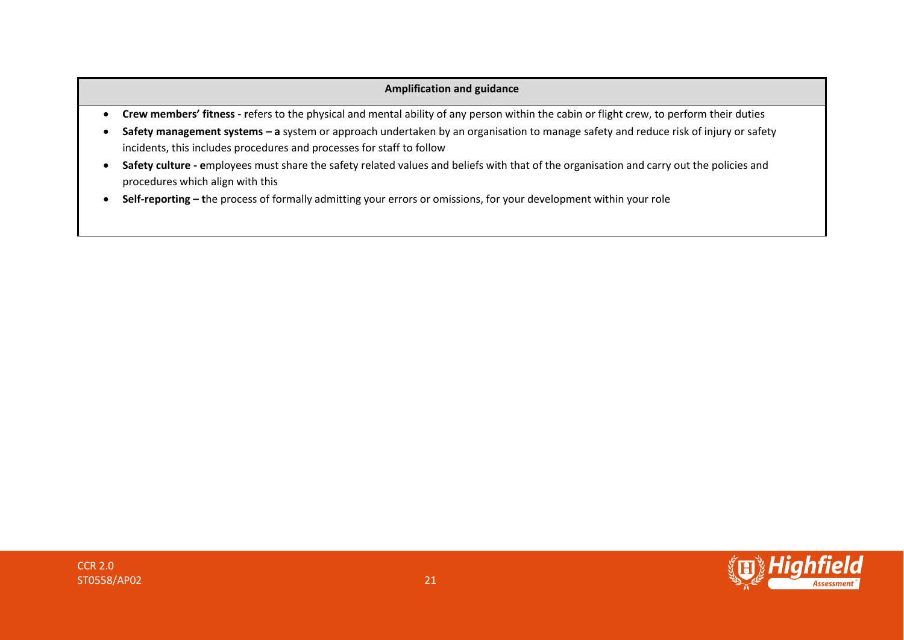| Amplification and guidance |
|---|
| • **Crew members' fitness - r**efers to the physical and mental ability of any person within the cabin or flight crew, to perform their duties<br>• **Safety management systems – a** system or approach undertaken by an organisation to manage safety and reduce risk of injury or safety incidents, this includes procedures and processes for staff to follow<br>• **Safety culture - e**mployees must share the safety related values and beliefs with that of the organisation and carry out the policies and procedures which align with this<br>• **Self-reporting – t**he process of formally admitting your errors or omissions, for your development within your role |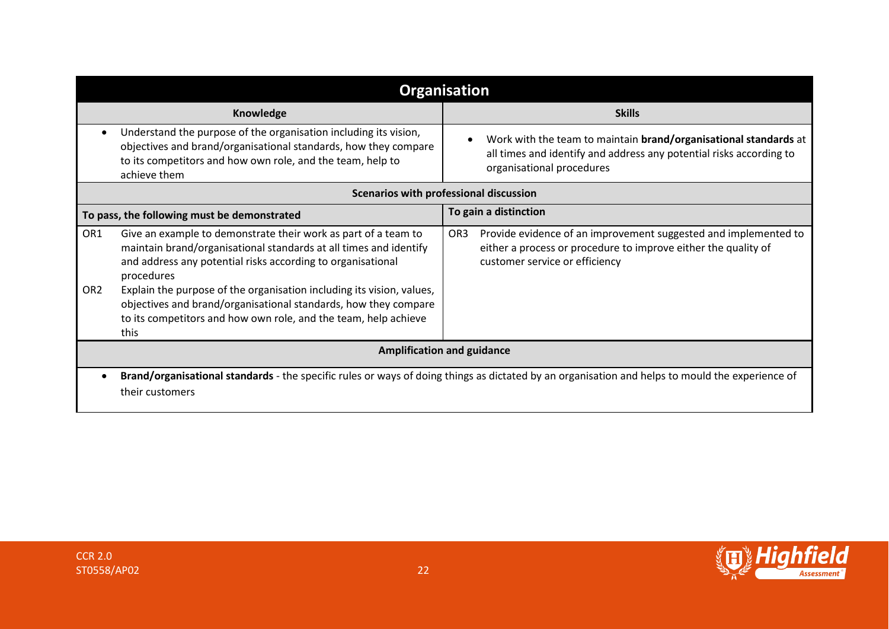| Organisation | |
|---|---|
| **Knowledge** | **Skills** |
| • Understand the purpose of the organisation including its vision, objectives and brand/organisational standards, how they compare to its competitors and how own role, and the team, help to achieve them | • Work with the team to maintain **brand/organisational standards** at all times and identify and address any potential risks according to organisational procedures |
| **Scenarios with professional discussion** | |
| **To pass, the following must be demonstrated** | **To gain a distinction** |
| OR1 Give an example to demonstrate their work as part of a team to maintain brand/organisational standards at all times and identify and address any potential risks according to organisational procedures<br><br>OR2 Explain the purpose of the organisation including its vision, values, objectives and brand/organisational standards, how they compare to its competitors and how own role, and the team, help achieve this | OR3 Provide evidence of an improvement suggested and implemented to either a process or procedure to improve either the quality of customer service or efficiency |
| **Amplification and guidance** | |
| • **Brand/organisational standards** - the specific rules or ways of doing things as dictated by an organisation and helps to mould the experience of their customers | |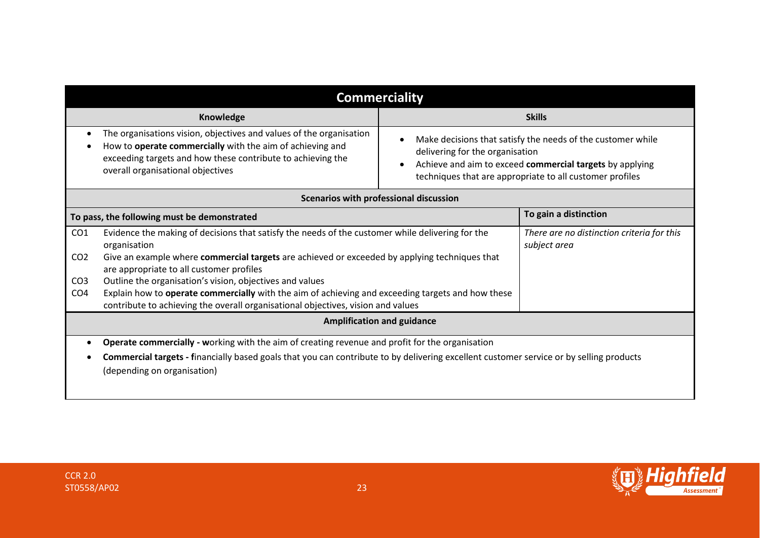## Commerciality

| Knowledge | Skills |
|---|---|
| • The organisations vision, objectives and values of the organisation<br>• How to **operate commercially** with the aim of achieving and exceeding targets and how these contribute to achieving the overall organisational objectives | • Make decisions that satisfy the needs of the customer while delivering for the organisation<br>• Achieve and aim to exceed **commercial targets** by applying techniques that are appropriate to all customer profiles |

**Scenarios with professional discussion**

| To pass, the following must be demonstrated | To gain a distinction |
|---|---|
| CO1 Evidence the making of decisions that satisfy the needs of the customer while delivering for the organisation<br>CO2 Give an example where **commercial targets** are achieved or exceeded by applying techniques that are appropriate to all customer profiles<br>CO3 Outline the organisation's vision, objectives and values<br>CO4 Explain how to **operate commercially** with the aim of achieving and exceeding targets and how these contribute to achieving the overall organisational objectives, vision and values | *There are no distinction criteria for this subject area* |

**Amplification and guidance**

- **Operate commercially - w**orking with the aim of creating revenue and profit for the organisation
- **Commercial targets - f**inancially based goals that you can contribute to by delivering excellent customer service or by selling products (depending on organisation)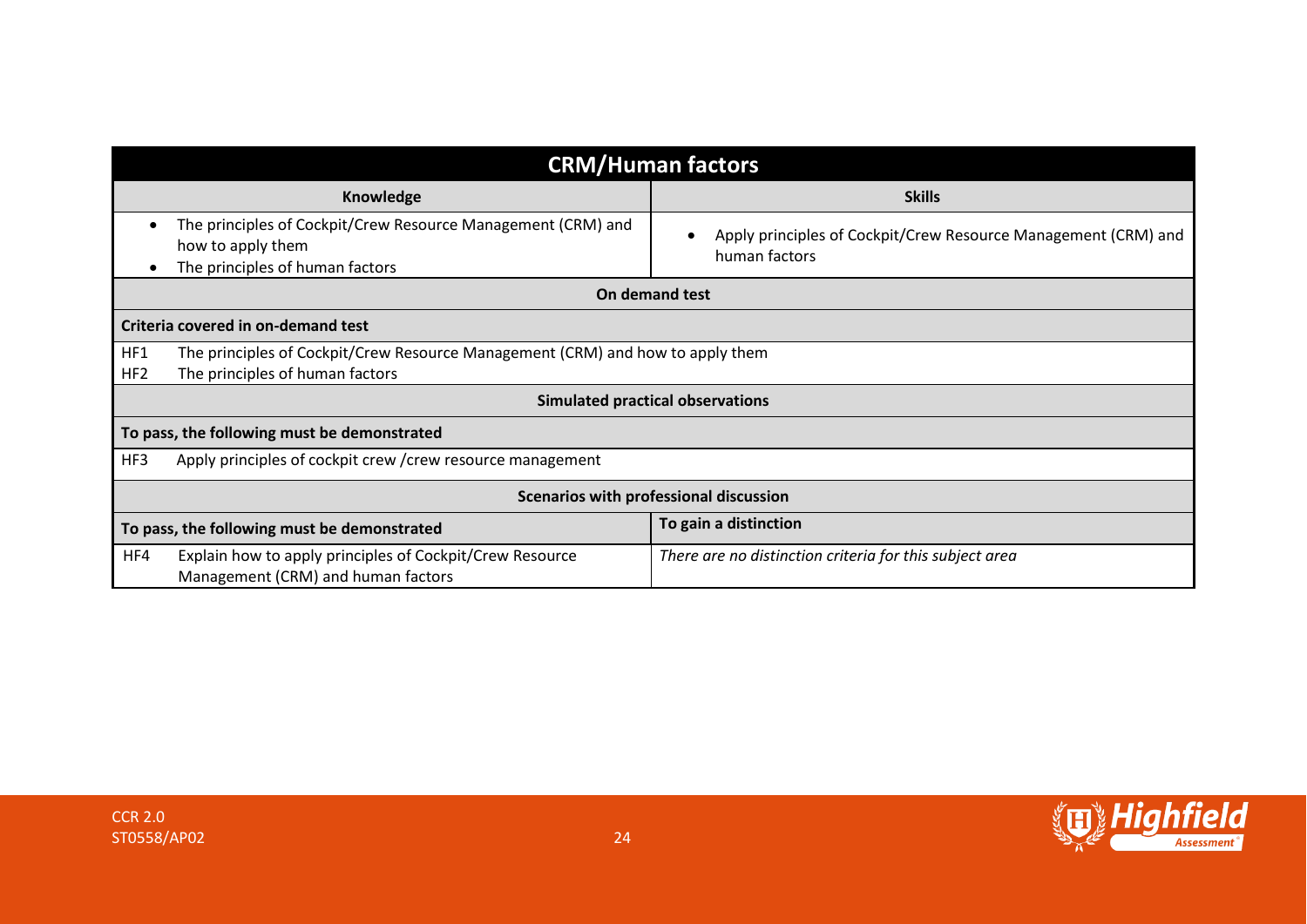| CRM/Human factors | |
|---|---|
| **Knowledge** | **Skills** |
| • The principles of Cockpit/Crew Resource Management (CRM) and how to apply them<br>• The principles of human factors | • Apply principles of Cockpit/Crew Resource Management (CRM) and human factors |
| **On demand test** | |
| **Criteria covered in on-demand test** | |
| HF1 The principles of Cockpit/Crew Resource Management (CRM) and how to apply them<br>HF2 The principles of human factors | |
| **Simulated practical observations** | |
| **To pass, the following must be demonstrated** | |
| HF3 Apply principles of cockpit crew /crew resource management | |
| **Scenarios with professional discussion** | |
| **To pass, the following must be demonstrated** | **To gain a distinction** |
| HF4 Explain how to apply principles of Cockpit/Crew Resource Management (CRM) and human factors | *There are no distinction criteria for this subject area* |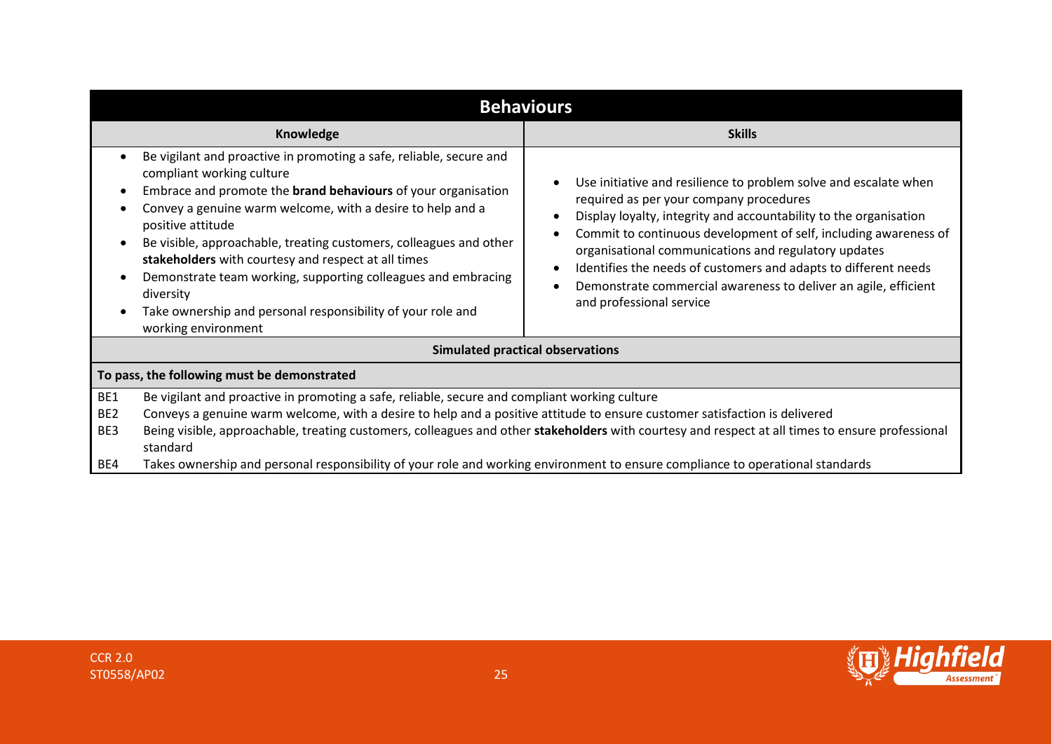| Behaviours | |
|---|---|
| **Knowledge** | **Skills** |
| • Be vigilant and proactive in promoting a safe, reliable, secure and compliant working culture<br>• Embrace and promote the **brand behaviours** of your organisation<br>• Convey a genuine warm welcome, with a desire to help and a positive attitude<br>• Be visible, approachable, treating customers, colleagues and other **stakeholders** with courtesy and respect at all times<br>• Demonstrate team working, supporting colleagues and embracing diversity<br>• Take ownership and personal responsibility of your role and working environment | • Use initiative and resilience to problem solve and escalate when required as per your company procedures<br>• Display loyalty, integrity and accountability to the organisation<br>• Commit to continuous development of self, including awareness of organisational communications and regulatory updates<br>• Identifies the needs of customers and adapts to different needs<br>• Demonstrate commercial awareness to deliver an agile, efficient and professional service |

**Simulated practical observations**

**To pass, the following must be demonstrated**

| | |
|---|---|
| BE1 | Be vigilant and proactive in promoting a safe, reliable, secure and compliant working culture |
| BE2 | Conveys a genuine warm welcome, with a desire to help and a positive attitude to ensure customer satisfaction is delivered |
| BE3 | Being visible, approachable, treating customers, colleagues and other **stakeholders** with courtesy and respect at all times to ensure professional standard |
| BE4 | Takes ownership and personal responsibility of your role and working environment to ensure compliance to operational standards |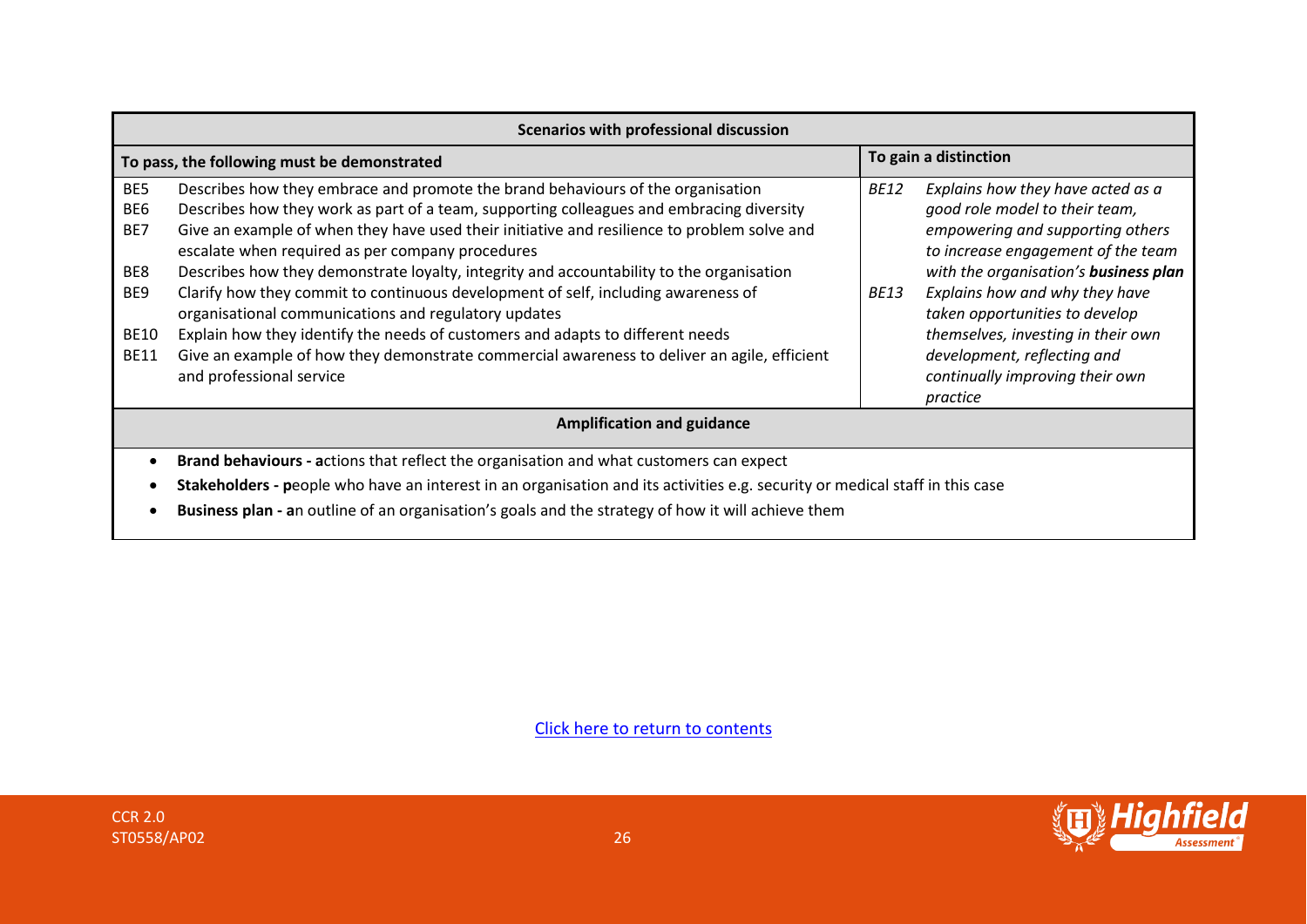| Scenarios with professional discussion | | | |
|---|---|---|---|
| **To pass, the following must be demonstrated** | | **To gain a distinction** | |
| BE5 | Describes how they embrace and promote the brand behaviours of the organisation | *BE12* | *Explains how they have acted as a good role model to their team, empowering and supporting others to increase engagement of the team with the organisation's **business plan*** |
| BE6 | Describes how they work as part of a team, supporting colleagues and embracing diversity | | |
| BE7 | Give an example of when they have used their initiative and resilience to problem solve and escalate when required as per company procedures | | |
| BE8 | Describes how they demonstrate loyalty, integrity and accountability to the organisation | | |
| BE9 | Clarify how they commit to continuous development of self, including awareness of organisational communications and regulatory updates | *BE13* | *Explains how and why they have taken opportunities to develop themselves, investing in their own development, reflecting and continually improving their own practice* |
| BE10 | Explain how they identify the needs of customers and adapts to different needs | | |
| BE11 | Give an example of how they demonstrate commercial awareness to deliver an agile, efficient and professional service | | |

**Amplification and guidance**

- **Brand behaviours - a**ctions that reflect the organisation and what customers can expect
- **Stakeholders - p**eople who have an interest in an organisation and its activities e.g. security or medical staff in this case
- **Business plan - a**n outline of an organisation's goals and the strategy of how it will achieve them

Click here to return to contents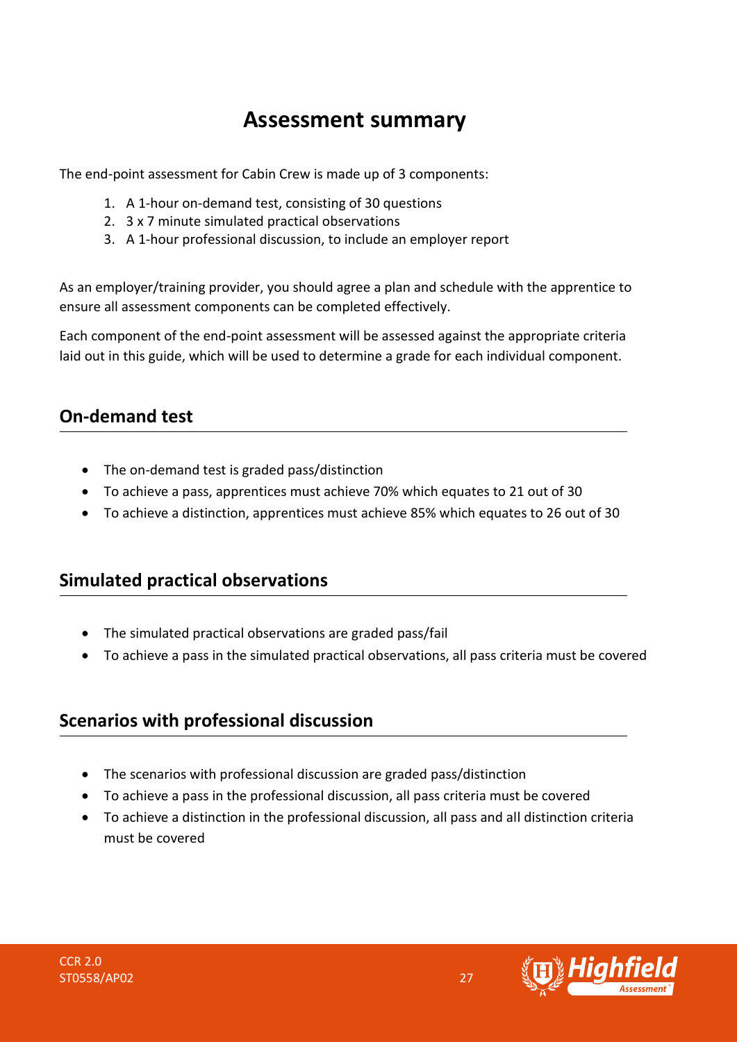# Assessment summary

The end-point assessment for Cabin Crew is made up of 3 components:

1. A 1-hour on-demand test, consisting of 30 questions
2. 3 x 7 minute simulated practical observations
3. A 1-hour professional discussion, to include an employer report

As an employer/training provider, you should agree a plan and schedule with the apprentice to ensure all assessment components can be completed effectively.

Each component of the end-point assessment will be assessed against the appropriate criteria laid out in this guide, which will be used to determine a grade for each individual component.

## On-demand test

- The on-demand test is graded pass/distinction
- To achieve a pass, apprentices must achieve 70% which equates to 21 out of 30
- To achieve a distinction, apprentices must achieve 85% which equates to 26 out of 30

## Simulated practical observations

- The simulated practical observations are graded pass/fail
- To achieve a pass in the simulated practical observations, all pass criteria must be covered

## Scenarios with professional discussion

- The scenarios with professional discussion are graded pass/distinction
- To achieve a pass in the professional discussion, all pass criteria must be covered
- To achieve a distinction in the professional discussion, all pass and all distinction criteria must be covered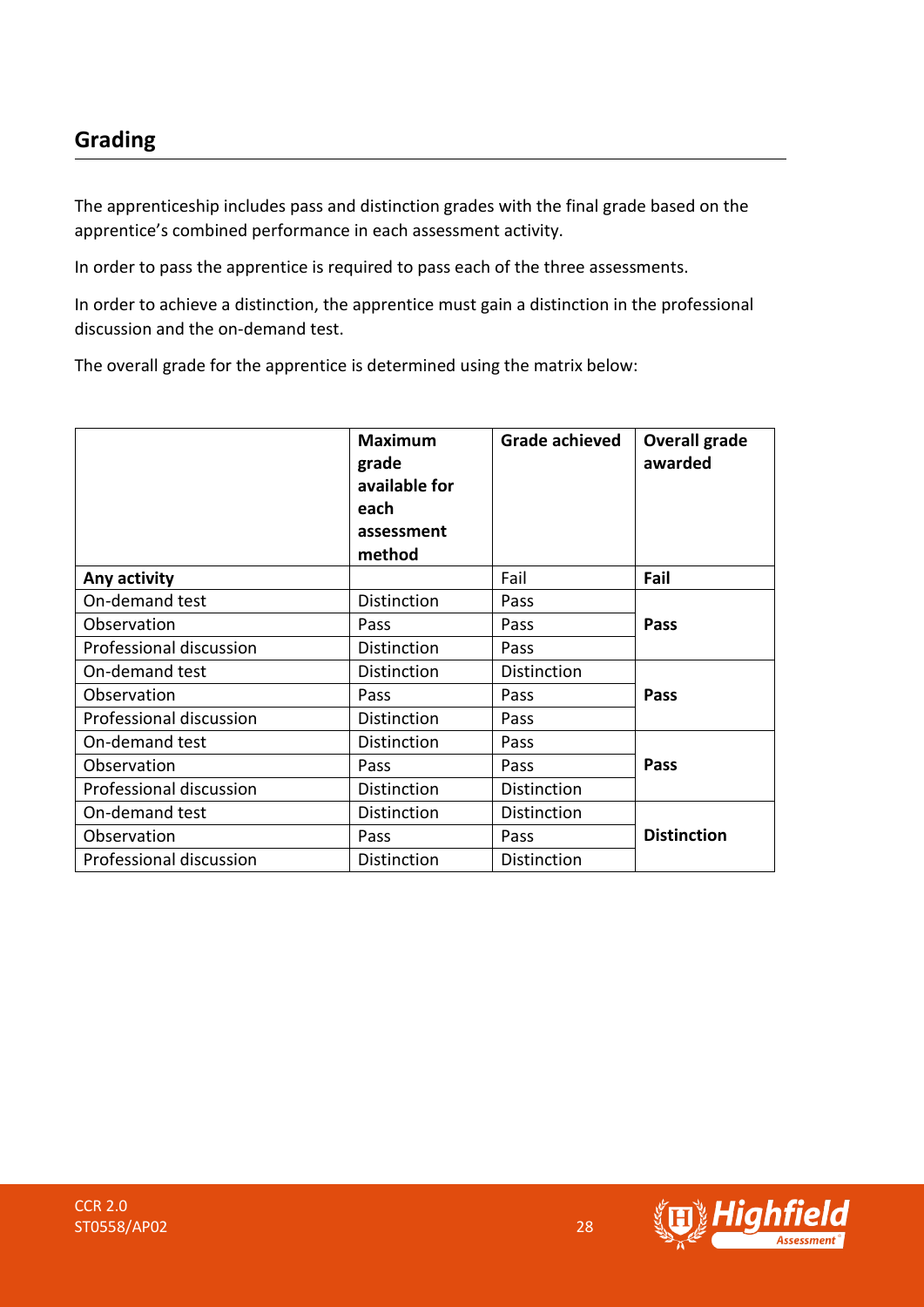## Grading

The apprenticeship includes pass and distinction grades with the final grade based on the apprentice's combined performance in each assessment activity.

In order to pass the apprentice is required to pass each of the three assessments.

In order to achieve a distinction, the apprentice must gain a distinction in the professional discussion and the on-demand test.

The overall grade for the apprentice is determined using the matrix below:

| | Maximum grade available for each assessment method | Grade achieved | Overall grade awarded |
|---|---|---|---|
| **Any activity** | | Fail | **Fail** |
| On-demand test | Distinction | Pass | **Pass** |
| Observation | Pass | Pass | |
| Professional discussion | Distinction | Pass | |
| On-demand test | Distinction | Distinction | **Pass** |
| Observation | Pass | Pass | |
| Professional discussion | Distinction | Pass | |
| On-demand test | Distinction | Pass | **Pass** |
| Observation | Pass | Pass | |
| Professional discussion | Distinction | Distinction | |
| On-demand test | Distinction | Distinction | **Distinction** |
| Observation | Pass | Pass | |
| Professional discussion | Distinction | Distinction | |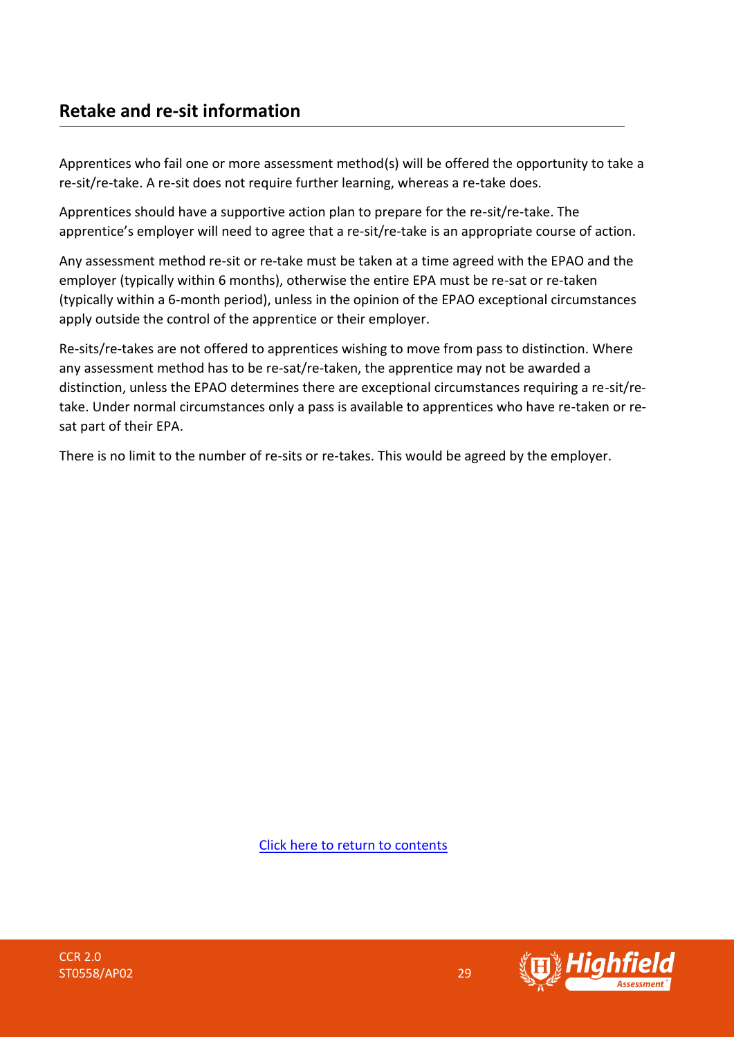## Retake and re-sit information

Apprentices who fail one or more assessment method(s) will be offered the opportunity to take a re-sit/re-take. A re-sit does not require further learning, whereas a re-take does.

Apprentices should have a supportive action plan to prepare for the re-sit/re-take. The apprentice's employer will need to agree that a re-sit/re-take is an appropriate course of action.

Any assessment method re-sit or re-take must be taken at a time agreed with the EPAO and the employer (typically within 6 months), otherwise the entire EPA must be re-sat or re-taken (typically within a 6-month period), unless in the opinion of the EPAO exceptional circumstances apply outside the control of the apprentice or their employer.

Re-sits/re-takes are not offered to apprentices wishing to move from pass to distinction. Where any assessment method has to be re-sat/re-taken, the apprentice may not be awarded a distinction, unless the EPAO determines there are exceptional circumstances requiring a re-sit/re-take. Under normal circumstances only a pass is available to apprentices who have re-taken or re-sat part of their EPA.

There is no limit to the number of re-sits or re-takes. This would be agreed by the employer.

Click here to return to contents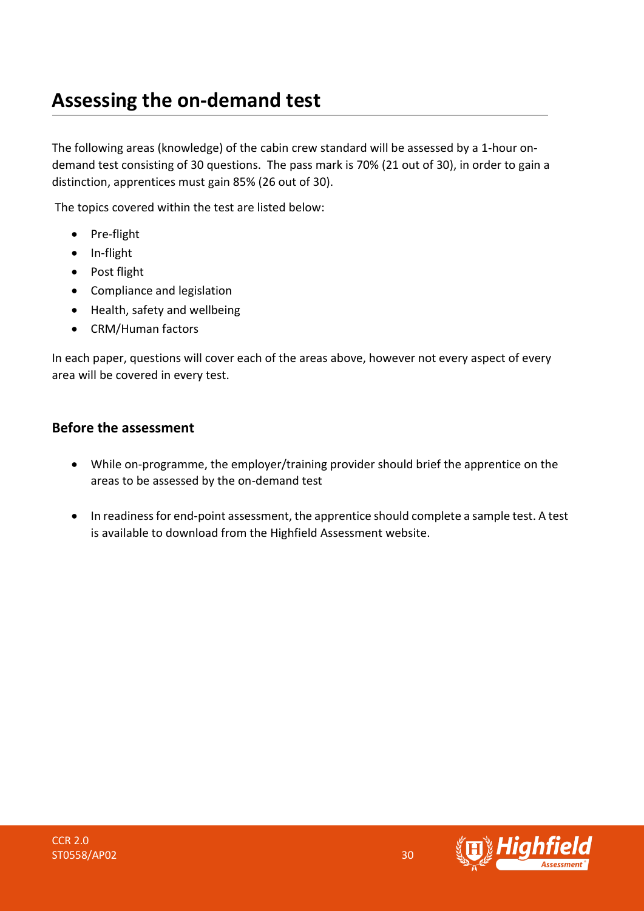# Assessing the on-demand test

The following areas (knowledge) of the cabin crew standard will be assessed by a 1-hour on-demand test consisting of 30 questions. The pass mark is 70% (21 out of 30), in order to gain a distinction, apprentices must gain 85% (26 out of 30).

The topics covered within the test are listed below:

- Pre-flight
- In-flight
- Post flight
- Compliance and legislation
- Health, safety and wellbeing
- CRM/Human factors

In each paper, questions will cover each of the areas above, however not every aspect of every area will be covered in every test.

## Before the assessment

- While on-programme, the employer/training provider should brief the apprentice on the areas to be assessed by the on-demand test
- In readiness for end-point assessment, the apprentice should complete a sample test. A test is available to download from the Highfield Assessment website.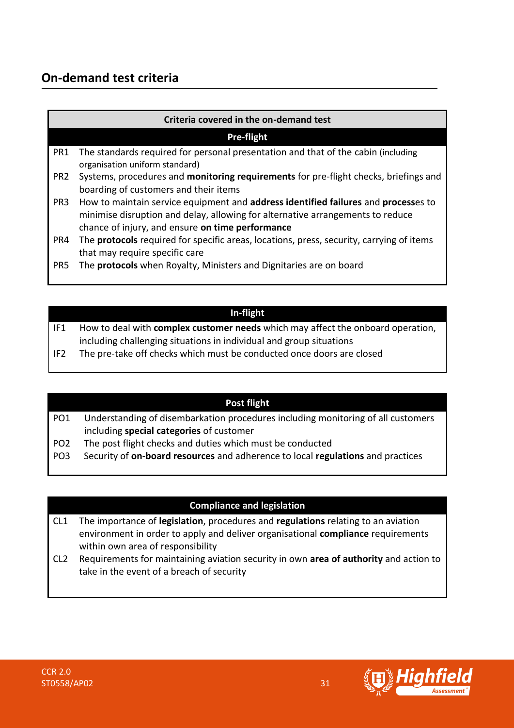## On-demand test criteria

| Criteria covered in the on-demand test | |
|---|---|
| **Pre-flight** | |
| PR1 | The standards required for personal presentation and that of the cabin (including organisation uniform standard) |
| PR2 | Systems, procedures and **monitoring requirements** for pre-flight checks, briefings and boarding of customers and their items |
| PR3 | How to maintain service equipment and **address identified failures** and **process**es to minimise disruption and delay, allowing for alternative arrangements to reduce chance of injury, and ensure **on time performance** |
| PR4 | The **protocols** required for specific areas, locations, press, security, carrying of items that may require specific care |
| PR5 | The **protocols** when Royalty, Ministers and Dignitaries are on board |

| In-flight | |
|---|---|
| IF1 | How to deal with **complex customer needs** which may affect the onboard operation, including challenging situations in individual and group situations |
| IF2 | The pre-take off checks which must be conducted once doors are closed |

| Post flight | |
|---|---|
| PO1 | Understanding of disembarkation procedures including monitoring of all customers including **special categories** of customer |
| PO2 | The post flight checks and duties which must be conducted |
| PO3 | Security of **on-board resources** and adherence to local **regulations** and practices |

| Compliance and legislation | |
|---|---|
| CL1 | The importance of **legislation**, procedures and **regulations** relating to an aviation environment in order to apply and deliver organisational **compliance** requirements within own area of responsibility |
| CL2 | Requirements for maintaining aviation security in own **area of authority** and action to take in the event of a breach of security |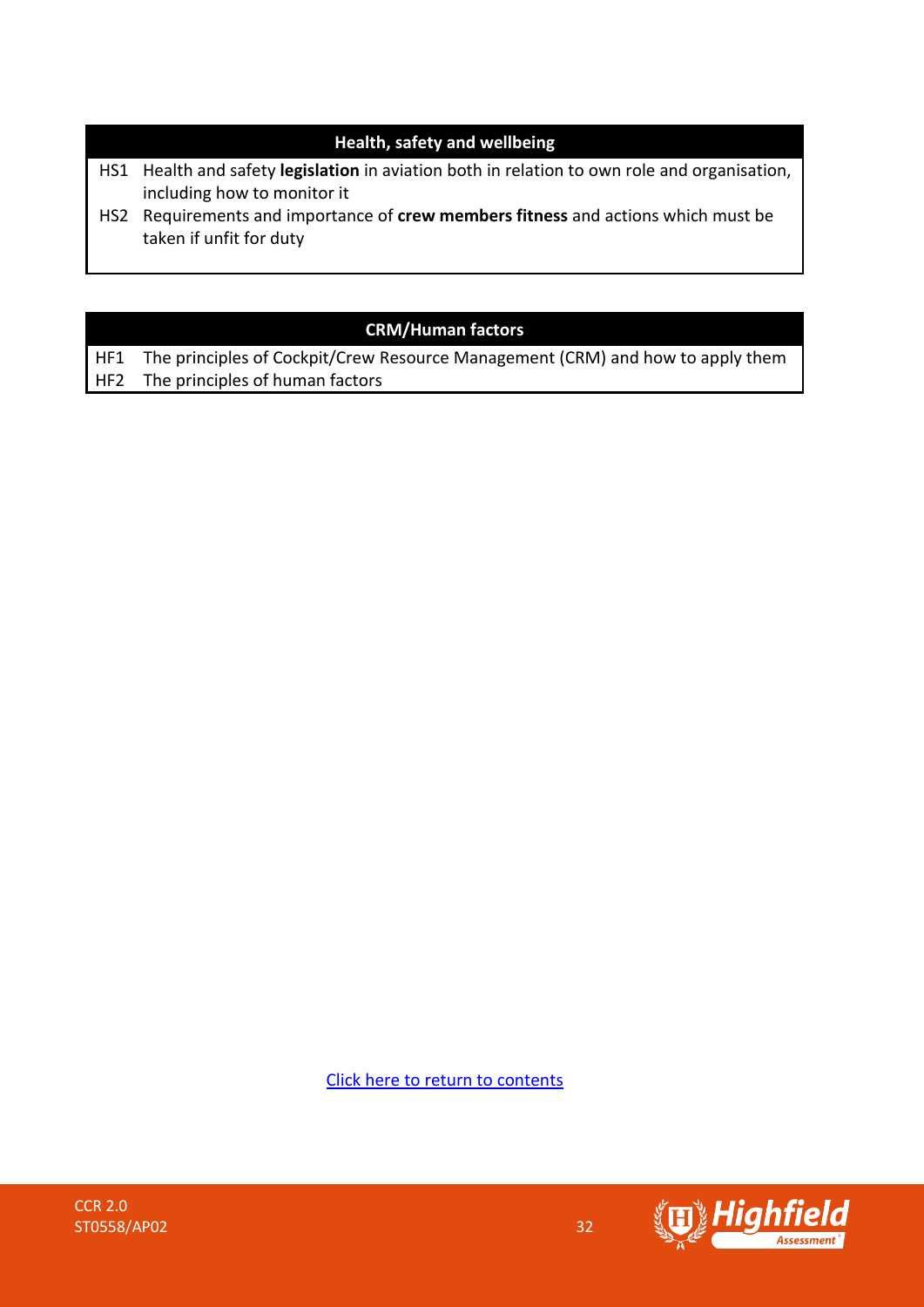| Health, safety and wellbeing | |
|---|---|
| HS1 | Health and safety **legislation** in aviation both in relation to own role and organisation, including how to monitor it |
| HS2 | Requirements and importance of **crew members fitness** and actions which must be taken if unfit for duty |

| CRM/Human factors | |
|---|---|
| HF1 | The principles of Cockpit/Crew Resource Management (CRM) and how to apply them |
| HF2 | The principles of human factors |

Click here to return to contents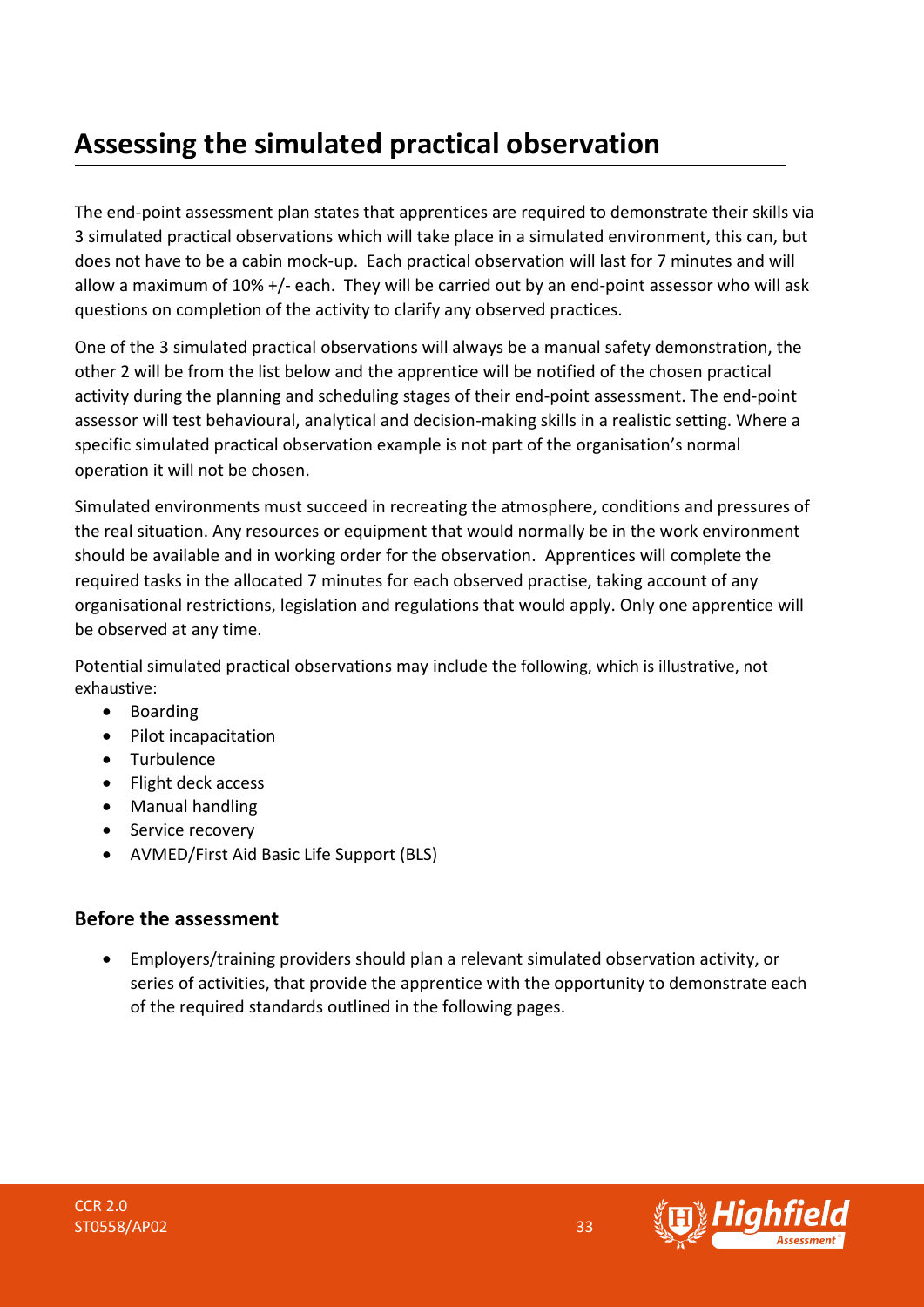# Assessing the simulated practical observation

The end-point assessment plan states that apprentices are required to demonstrate their skills via 3 simulated practical observations which will take place in a simulated environment, this can, but does not have to be a cabin mock-up. Each practical observation will last for 7 minutes and will allow a maximum of 10% +/- each. They will be carried out by an end-point assessor who will ask questions on completion of the activity to clarify any observed practices.

One of the 3 simulated practical observations will always be a manual safety demonstration, the other 2 will be from the list below and the apprentice will be notified of the chosen practical activity during the planning and scheduling stages of their end-point assessment. The end-point assessor will test behavioural, analytical and decision-making skills in a realistic setting. Where a specific simulated practical observation example is not part of the organisation's normal operation it will not be chosen.

Simulated environments must succeed in recreating the atmosphere, conditions and pressures of the real situation. Any resources or equipment that would normally be in the work environment should be available and in working order for the observation. Apprentices will complete the required tasks in the allocated 7 minutes for each observed practise, taking account of any organisational restrictions, legislation and regulations that would apply. Only one apprentice will be observed at any time.

Potential simulated practical observations may include the following, which is illustrative, not exhaustive:

- Boarding
- Pilot incapacitation
- Turbulence
- Flight deck access
- Manual handling
- Service recovery
- AVMED/First Aid Basic Life Support (BLS)

## Before the assessment

- Employers/training providers should plan a relevant simulated observation activity, or series of activities, that provide the apprentice with the opportunity to demonstrate each of the required standards outlined in the following pages.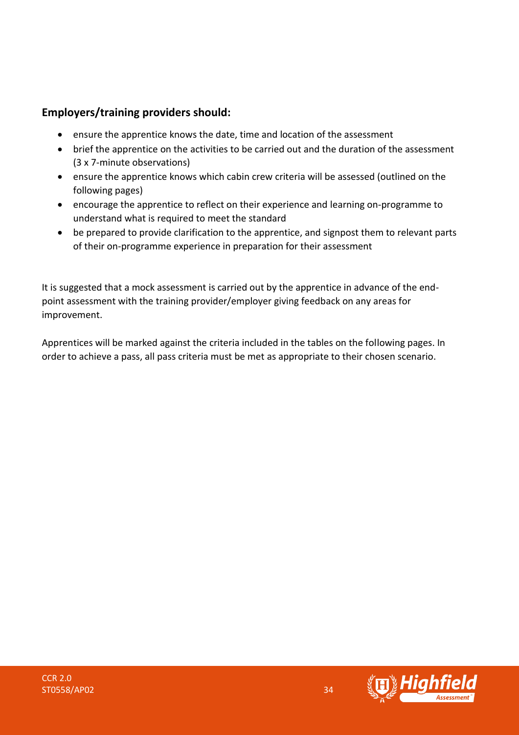## Employers/training providers should:

- ensure the apprentice knows the date, time and location of the assessment
- brief the apprentice on the activities to be carried out and the duration of the assessment (3 x 7-minute observations)
- ensure the apprentice knows which cabin crew criteria will be assessed (outlined on the following pages)
- encourage the apprentice to reflect on their experience and learning on-programme to understand what is required to meet the standard
- be prepared to provide clarification to the apprentice, and signpost them to relevant parts of their on-programme experience in preparation for their assessment

It is suggested that a mock assessment is carried out by the apprentice in advance of the end-point assessment with the training provider/employer giving feedback on any areas for improvement.

Apprentices will be marked against the criteria included in the tables on the following pages. In order to achieve a pass, all pass criteria must be met as appropriate to their chosen scenario.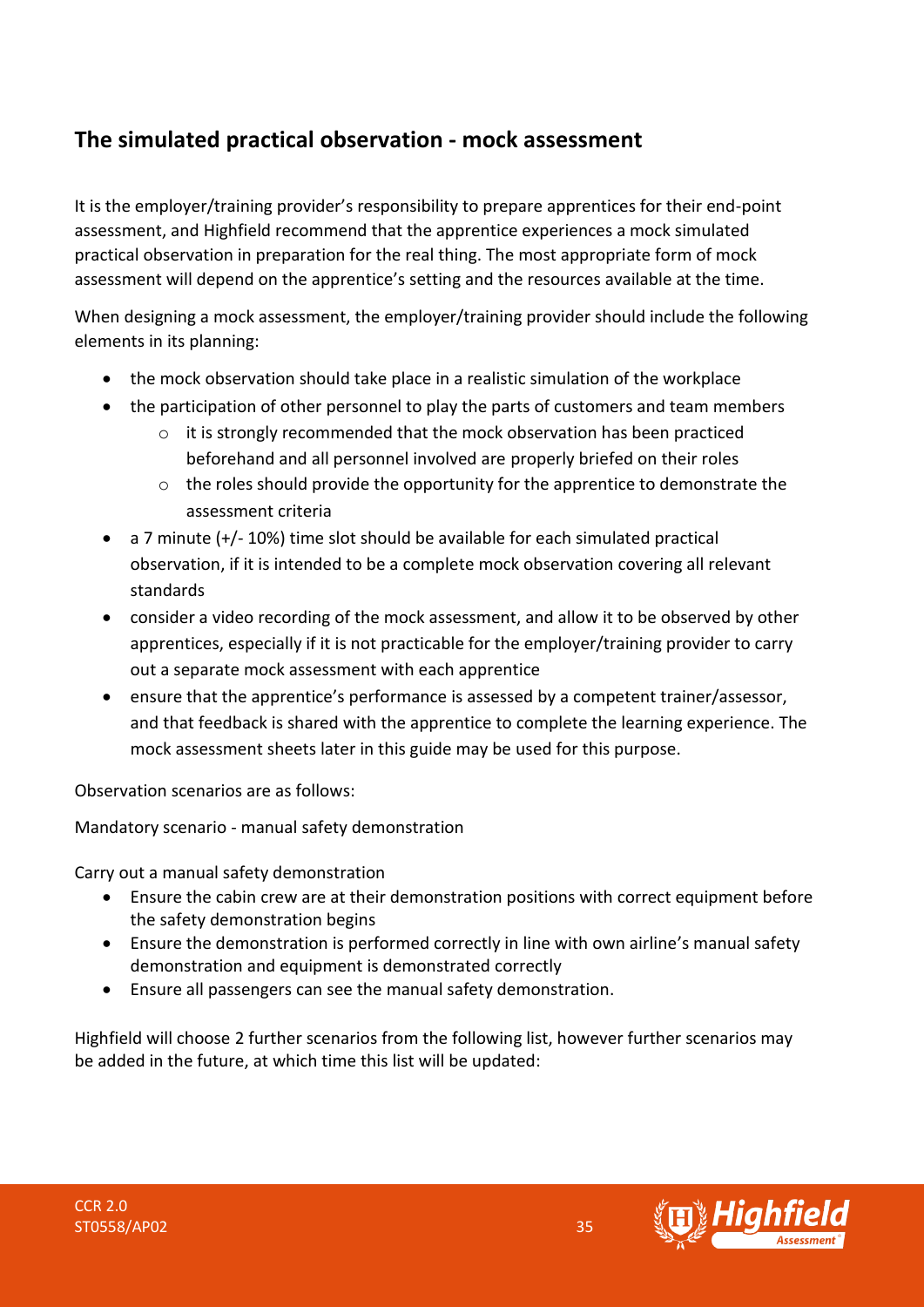## The simulated practical observation - mock assessment

It is the employer/training provider's responsibility to prepare apprentices for their end-point assessment, and Highfield recommend that the apprentice experiences a mock simulated practical observation in preparation for the real thing. The most appropriate form of mock assessment will depend on the apprentice's setting and the resources available at the time.

When designing a mock assessment, the employer/training provider should include the following elements in its planning:

- the mock observation should take place in a realistic simulation of the workplace
- the participation of other personnel to play the parts of customers and team members
    - it is strongly recommended that the mock observation has been practiced beforehand and all personnel involved are properly briefed on their roles
    - the roles should provide the opportunity for the apprentice to demonstrate the assessment criteria
- a 7 minute (+/- 10%) time slot should be available for each simulated practical observation, if it is intended to be a complete mock observation covering all relevant standards
- consider a video recording of the mock assessment, and allow it to be observed by other apprentices, especially if it is not practicable for the employer/training provider to carry out a separate mock assessment with each apprentice
- ensure that the apprentice's performance is assessed by a competent trainer/assessor, and that feedback is shared with the apprentice to complete the learning experience. The mock assessment sheets later in this guide may be used for this purpose.

Observation scenarios are as follows:

Mandatory scenario - manual safety demonstration

Carry out a manual safety demonstration

- Ensure the cabin crew are at their demonstration positions with correct equipment before the safety demonstration begins
- Ensure the demonstration is performed correctly in line with own airline's manual safety demonstration and equipment is demonstrated correctly
- Ensure all passengers can see the manual safety demonstration.

Highfield will choose 2 further scenarios from the following list, however further scenarios may be added in the future, at which time this list will be updated: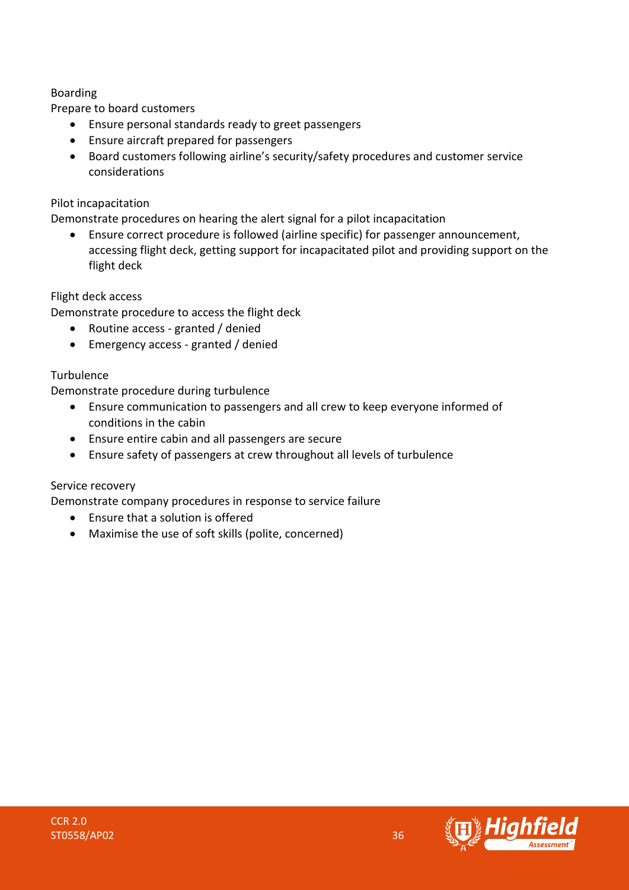Boarding

Prepare to board customers

- Ensure personal standards ready to greet passengers
- Ensure aircraft prepared for passengers
- Board customers following airline's security/safety procedures and customer service considerations

Pilot incapacitation

Demonstrate procedures on hearing the alert signal for a pilot incapacitation

- Ensure correct procedure is followed (airline specific) for passenger announcement, accessing flight deck, getting support for incapacitated pilot and providing support on the flight deck

Flight deck access

Demonstrate procedure to access the flight deck

- Routine access - granted / denied
- Emergency access - granted / denied

Turbulence

Demonstrate procedure during turbulence

- Ensure communication to passengers and all crew to keep everyone informed of conditions in the cabin
- Ensure entire cabin and all passengers are secure
- Ensure safety of passengers at crew throughout all levels of turbulence

Service recovery

Demonstrate company procedures in response to service failure

- Ensure that a solution is offered
- Maximise the use of soft skills (polite, concerned)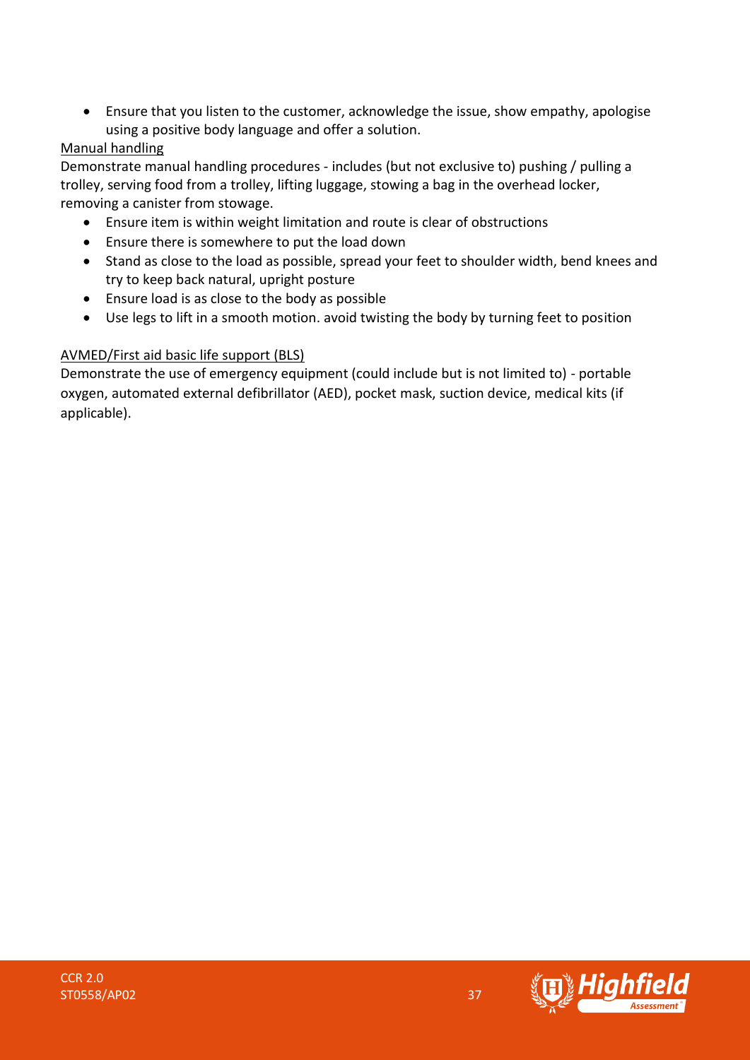- Ensure that you listen to the customer, acknowledge the issue, show empathy, apologise using a positive body language and offer a solution.

<u>Manual handling</u>

Demonstrate manual handling procedures - includes (but not exclusive to) pushing / pulling a trolley, serving food from a trolley, lifting luggage, stowing a bag in the overhead locker, removing a canister from stowage.

- Ensure item is within weight limitation and route is clear of obstructions
- Ensure there is somewhere to put the load down
- Stand as close to the load as possible, spread your feet to shoulder width, bend knees and try to keep back natural, upright posture
- Ensure load is as close to the body as possible
- Use legs to lift in a smooth motion. avoid twisting the body by turning feet to position

<u>AVMED/First aid basic life support (BLS)</u>

Demonstrate the use of emergency equipment (could include but is not limited to) - portable oxygen, automated external defibrillator (AED), pocket mask, suction device, medical kits (if applicable).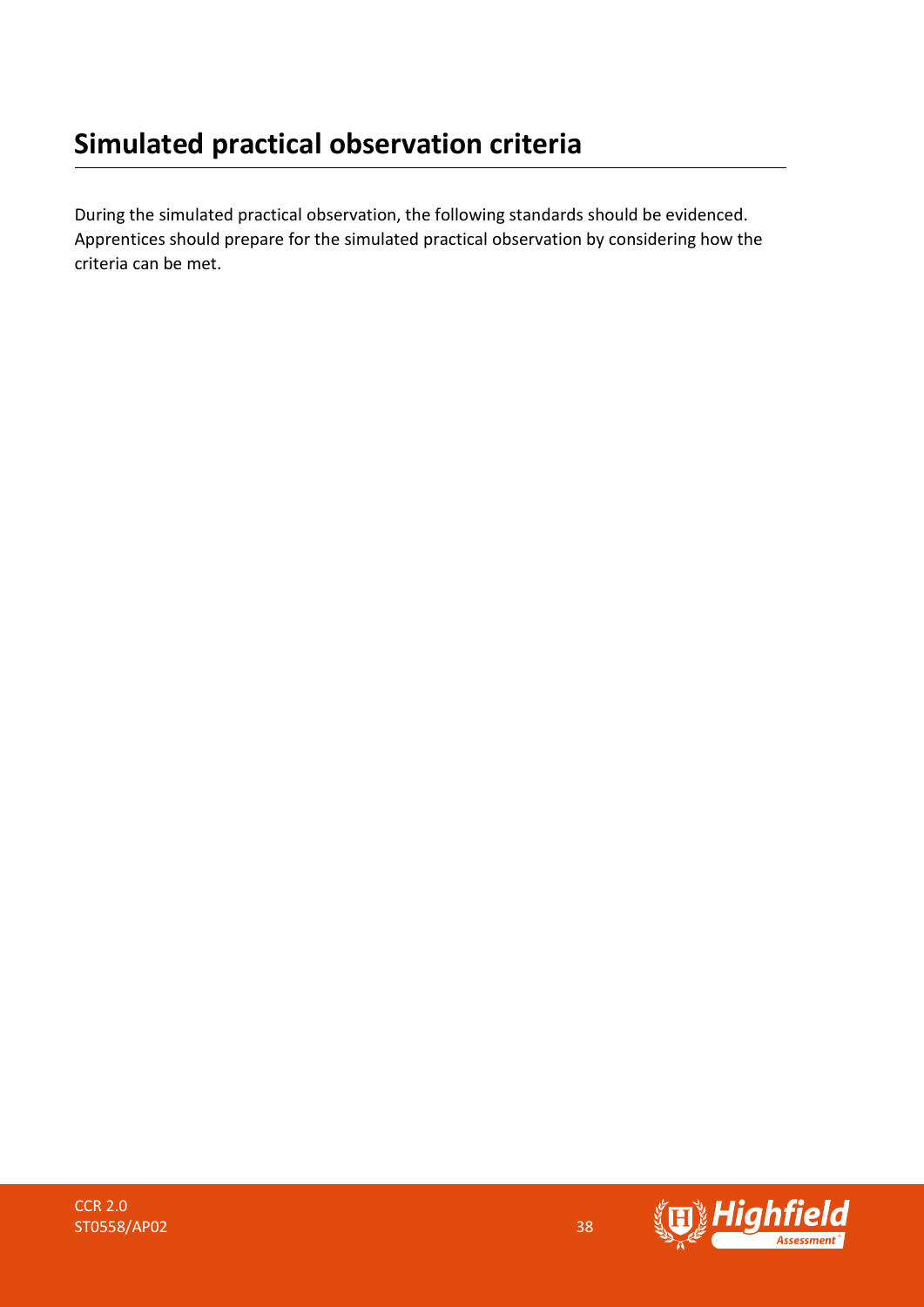# Simulated practical observation criteria

During the simulated practical observation, the following standards should be evidenced. Apprentices should prepare for the simulated practical observation by considering how the criteria can be met.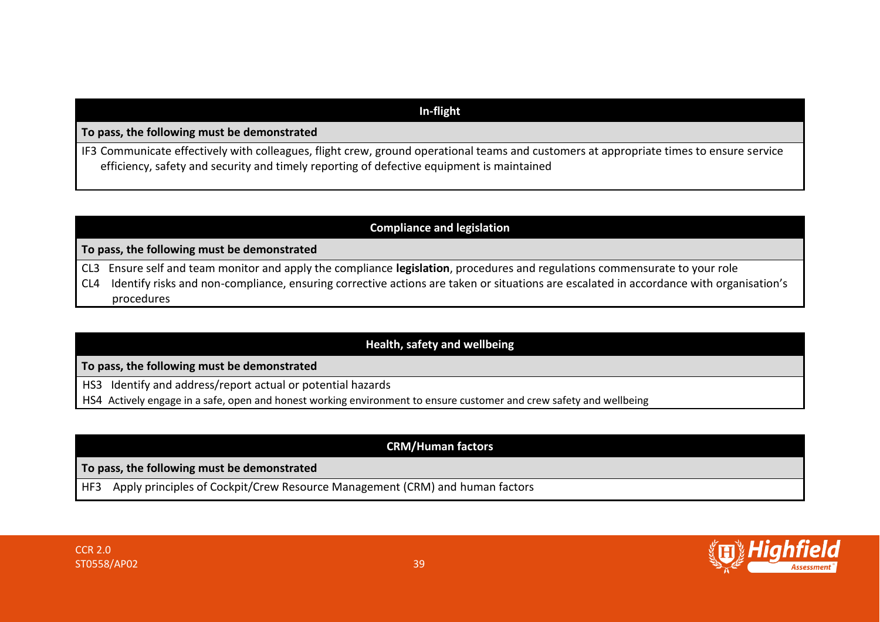| In-flight |
| --- |
| **To pass, the following must be demonstrated** |
| IF3 Communicate effectively with colleagues, flight crew, ground operational teams and customers at appropriate times to ensure service efficiency, safety and security and timely reporting of defective equipment is maintained |

| Compliance and legislation |
| --- |
| **To pass, the following must be demonstrated** |
| CL3 Ensure self and team monitor and apply the compliance **legislation**, procedures and regulations commensurate to your role<br>CL4 Identify risks and non-compliance, ensuring corrective actions are taken or situations are escalated in accordance with organisation's procedures |

| Health, safety and wellbeing |
| --- |
| **To pass, the following must be demonstrated** |
| HS3 Identify and address/report actual or potential hazards<br>HS4 Actively engage in a safe, open and honest working environment to ensure customer and crew safety and wellbeing |

| CRM/Human factors |
| --- |
| **To pass, the following must be demonstrated** |
| HF3 Apply principles of Cockpit/Crew Resource Management (CRM) and human factors |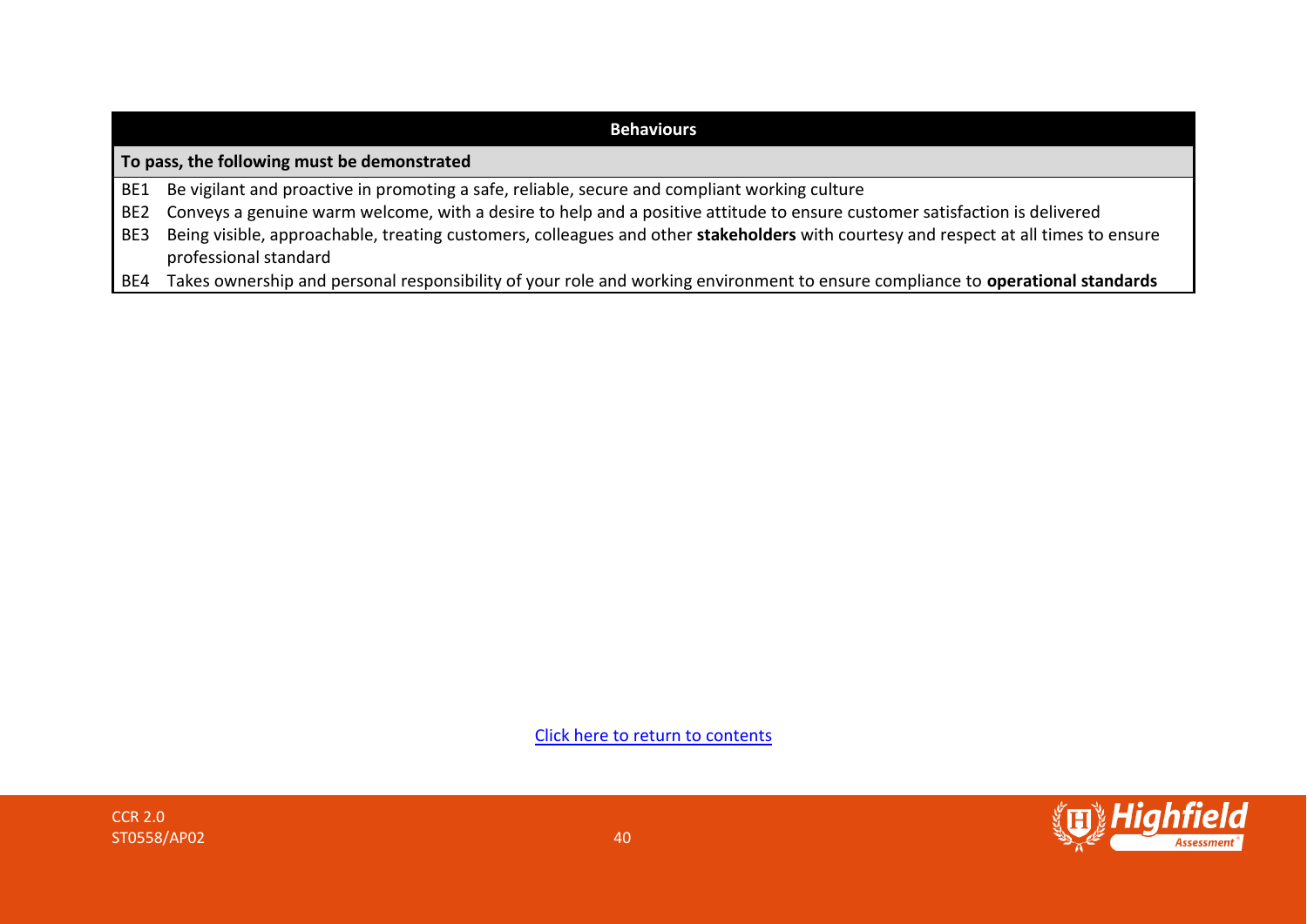| Behaviours | |
|---|---|
| **To pass, the following must be demonstrated** | |
| BE1 | Be vigilant and proactive in promoting a safe, reliable, secure and compliant working culture |
| BE2 | Conveys a genuine warm welcome, with a desire to help and a positive attitude to ensure customer satisfaction is delivered |
| BE3 | Being visible, approachable, treating customers, colleagues and other **stakeholders** with courtesy and respect at all times to ensure professional standard |
| BE4 | Takes ownership and personal responsibility of your role and working environment to ensure compliance to **operational standards** |

Click here to return to contents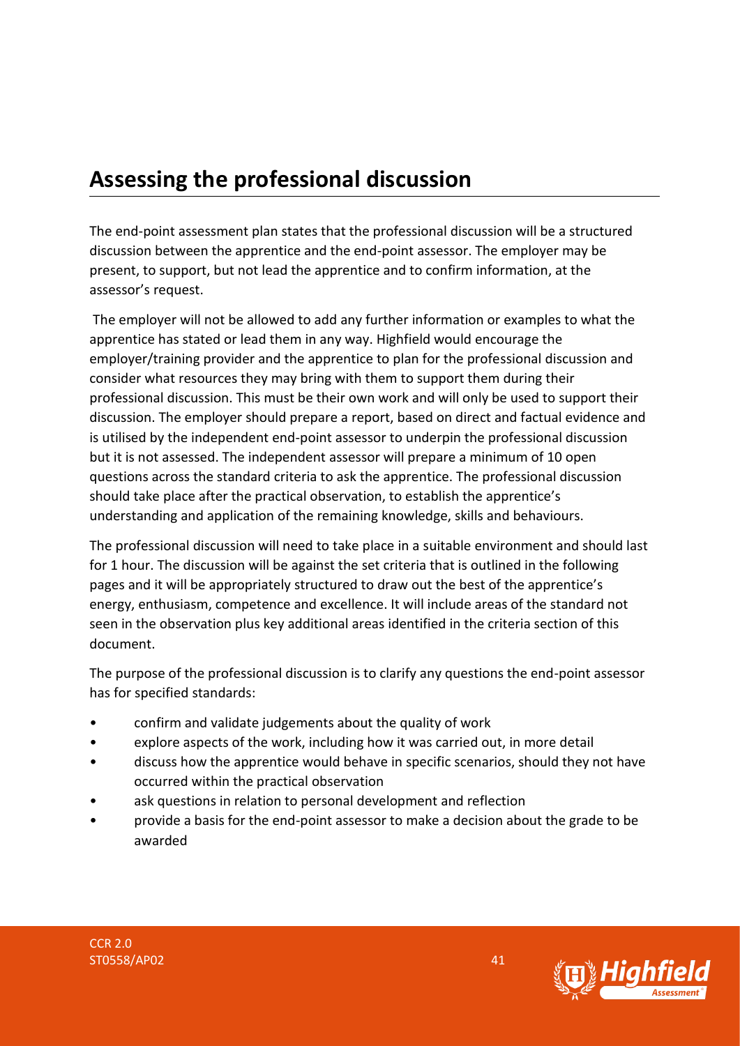## Assessing the professional discussion

The end-point assessment plan states that the professional discussion will be a structured discussion between the apprentice and the end-point assessor. The employer may be present, to support, but not lead the apprentice and to confirm information, at the assessor's request.

The employer will not be allowed to add any further information or examples to what the apprentice has stated or lead them in any way. Highfield would encourage the employer/training provider and the apprentice to plan for the professional discussion and consider what resources they may bring with them to support them during their professional discussion. This must be their own work and will only be used to support their discussion. The employer should prepare a report, based on direct and factual evidence and is utilised by the independent end-point assessor to underpin the professional discussion but it is not assessed. The independent assessor will prepare a minimum of 10 open questions across the standard criteria to ask the apprentice. The professional discussion should take place after the practical observation, to establish the apprentice's understanding and application of the remaining knowledge, skills and behaviours.

The professional discussion will need to take place in a suitable environment and should last for 1 hour. The discussion will be against the set criteria that is outlined in the following pages and it will be appropriately structured to draw out the best of the apprentice's energy, enthusiasm, competence and excellence. It will include areas of the standard not seen in the observation plus key additional areas identified in the criteria section of this document.

The purpose of the professional discussion is to clarify any questions the end-point assessor has for specified standards:

- confirm and validate judgements about the quality of work
- explore aspects of the work, including how it was carried out, in more detail
- discuss how the apprentice would behave in specific scenarios, should they not have occurred within the practical observation
- ask questions in relation to personal development and reflection
- provide a basis for the end-point assessor to make a decision about the grade to be awarded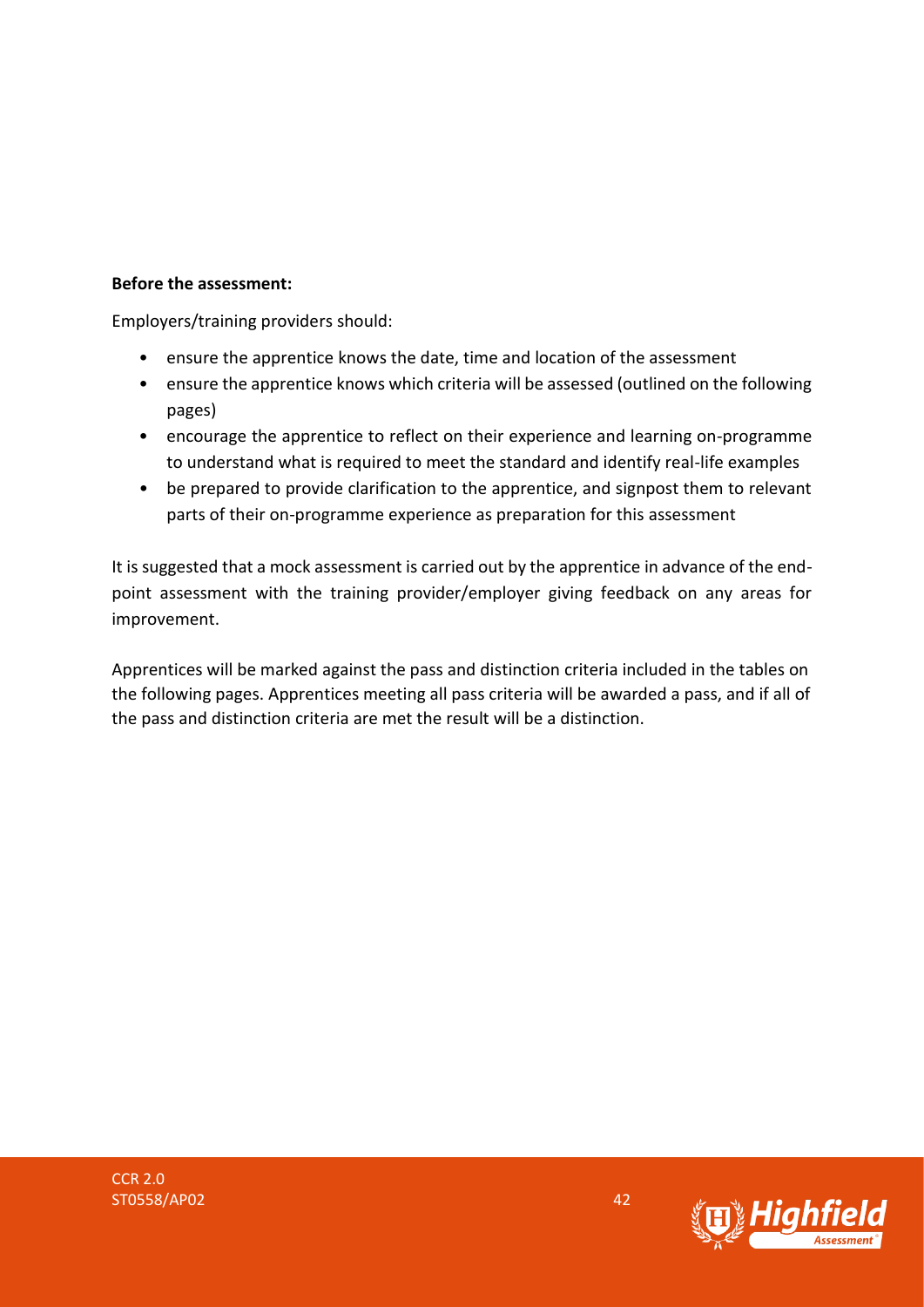**Before the assessment:**

Employers/training providers should:

- ensure the apprentice knows the date, time and location of the assessment
- ensure the apprentice knows which criteria will be assessed (outlined on the following pages)
- encourage the apprentice to reflect on their experience and learning on-programme to understand what is required to meet the standard and identify real-life examples
- be prepared to provide clarification to the apprentice, and signpost them to relevant parts of their on-programme experience as preparation for this assessment

It is suggested that a mock assessment is carried out by the apprentice in advance of the end-point assessment with the training provider/employer giving feedback on any areas for improvement.

Apprentices will be marked against the pass and distinction criteria included in the tables on the following pages. Apprentices meeting all pass criteria will be awarded a pass, and if all of the pass and distinction criteria are met the result will be a distinction.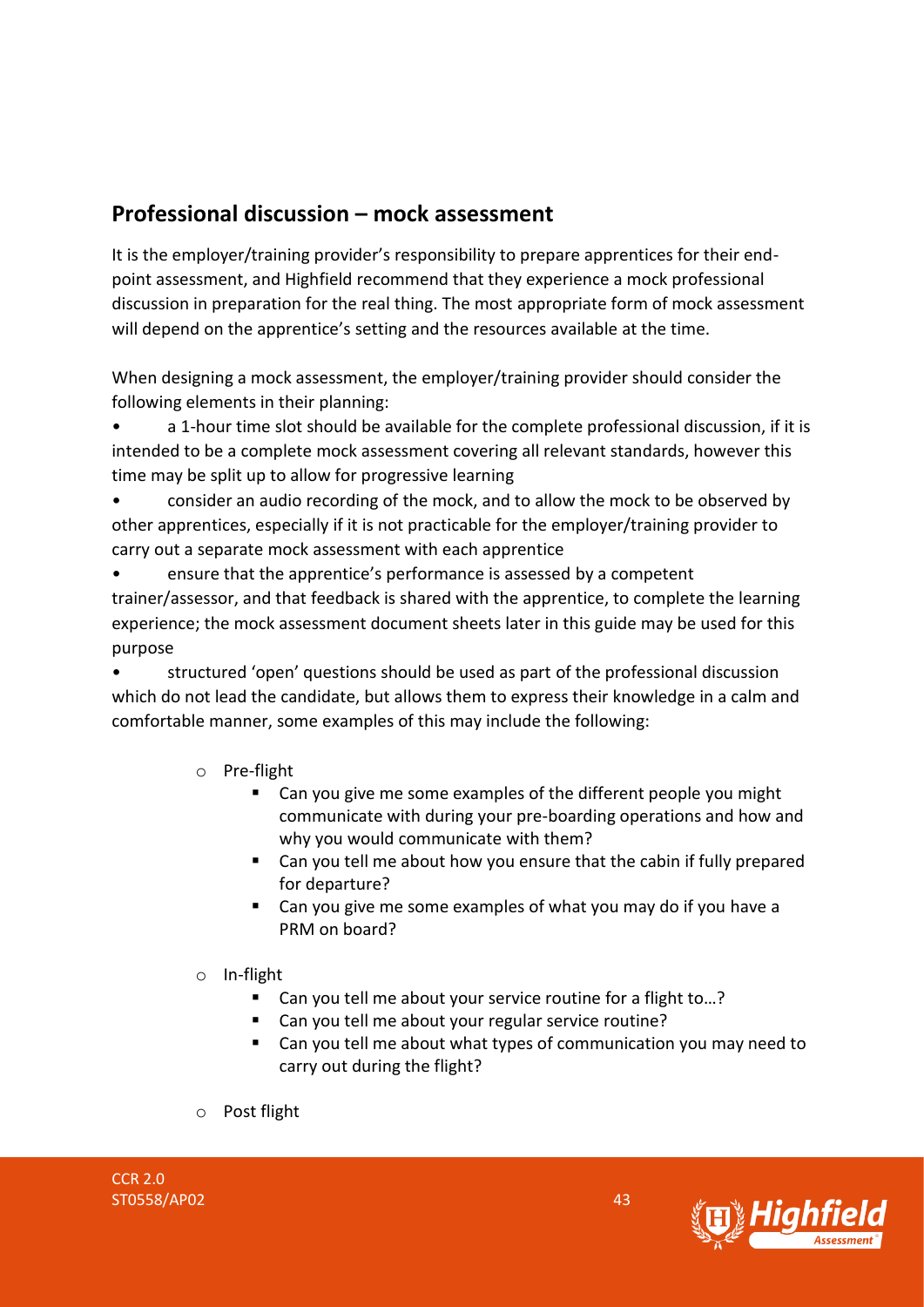## Professional discussion – mock assessment

It is the employer/training provider's responsibility to prepare apprentices for their end-point assessment, and Highfield recommend that they experience a mock professional discussion in preparation for the real thing. The most appropriate form of mock assessment will depend on the apprentice's setting and the resources available at the time.

When designing a mock assessment, the employer/training provider should consider the following elements in their planning:

- a 1-hour time slot should be available for the complete professional discussion, if it is intended to be a complete mock assessment covering all relevant standards, however this time may be split up to allow for progressive learning
- consider an audio recording of the mock, and to allow the mock to be observed by other apprentices, especially if it is not practicable for the employer/training provider to carry out a separate mock assessment with each apprentice
- ensure that the apprentice's performance is assessed by a competent trainer/assessor, and that feedback is shared with the apprentice, to complete the learning experience; the mock assessment document sheets later in this guide may be used for this purpose
- structured 'open' questions should be used as part of the professional discussion which do not lead the candidate, but allows them to express their knowledge in a calm and comfortable manner, some examples of this may include the following:
    - Pre-flight
        - Can you give me some examples of the different people you might communicate with during your pre-boarding operations and how and why you would communicate with them?
        - Can you tell me about how you ensure that the cabin if fully prepared for departure?
        - Can you give me some examples of what you may do if you have a PRM on board?
    - In-flight
        - Can you tell me about your service routine for a flight to…?
        - Can you tell me about your regular service routine?
        - Can you tell me about what types of communication you may need to carry out during the flight?
    - Post flight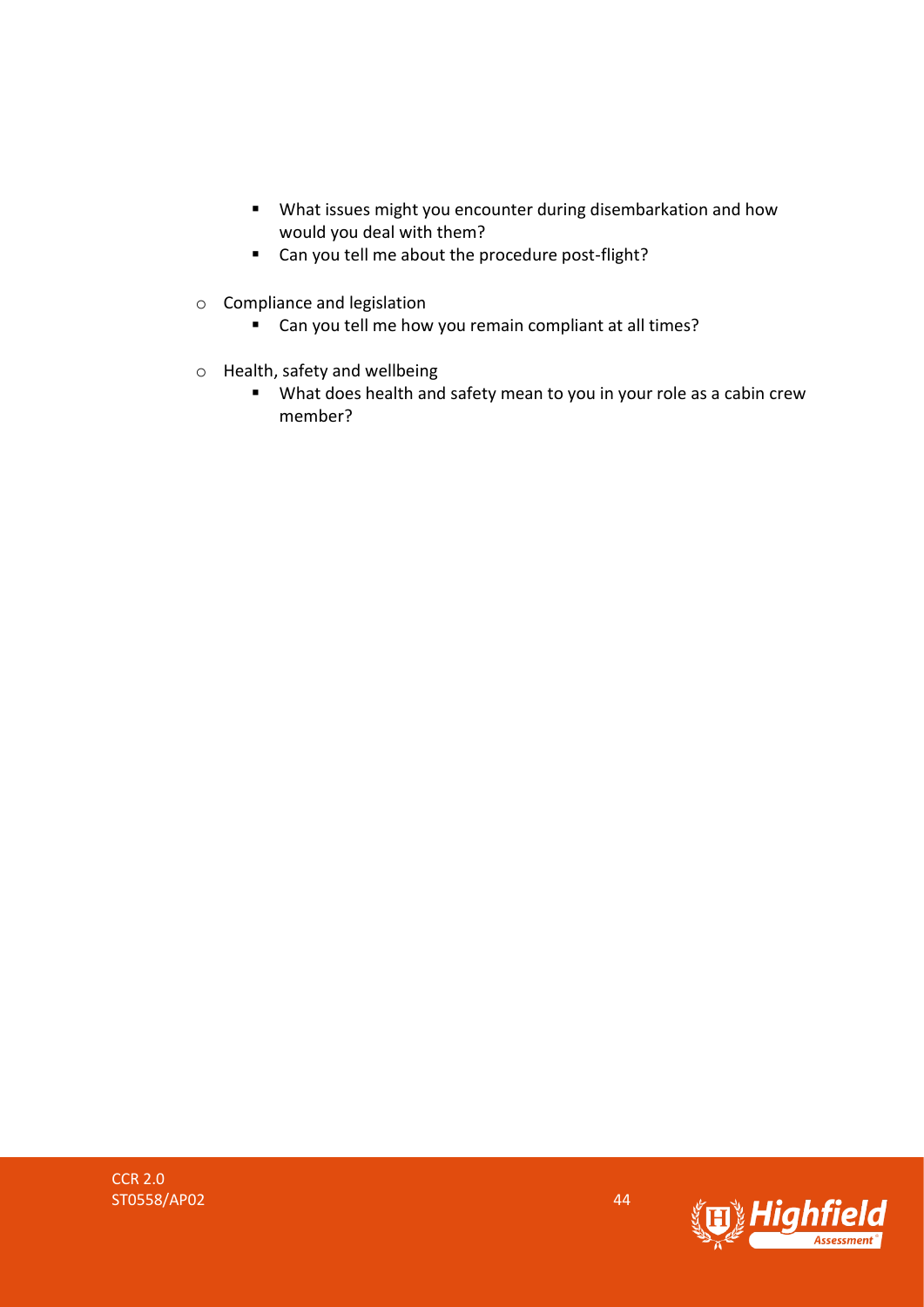- What issues might you encounter during disembarkation and how would you deal with them?
    - Can you tell me about the procedure post-flight?

- Compliance and legislation
    - Can you tell me how you remain compliant at all times?

- Health, safety and wellbeing
    - What does health and safety mean to you in your role as a cabin crew member?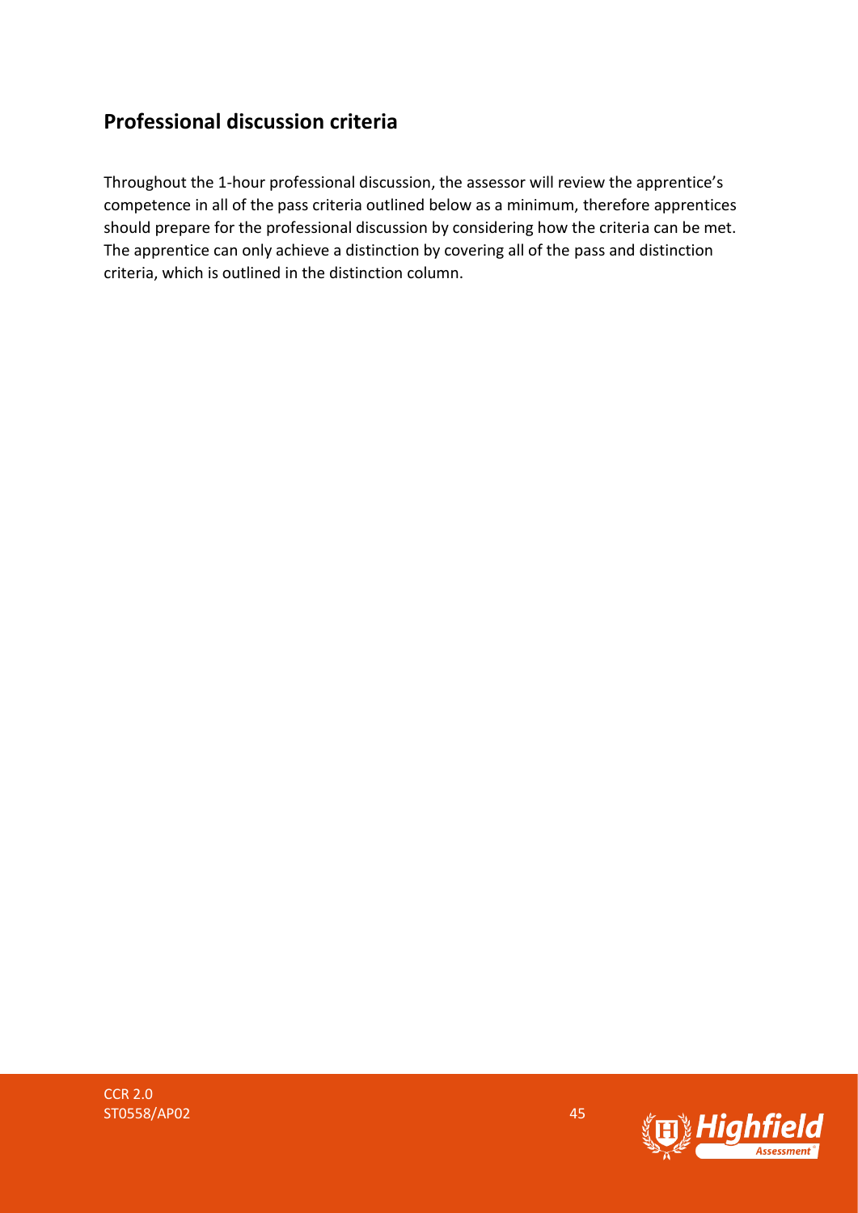## Professional discussion criteria

Throughout the 1-hour professional discussion, the assessor will review the apprentice's competence in all of the pass criteria outlined below as a minimum, therefore apprentices should prepare for the professional discussion by considering how the criteria can be met. The apprentice can only achieve a distinction by covering all of the pass and distinction criteria, which is outlined in the distinction column.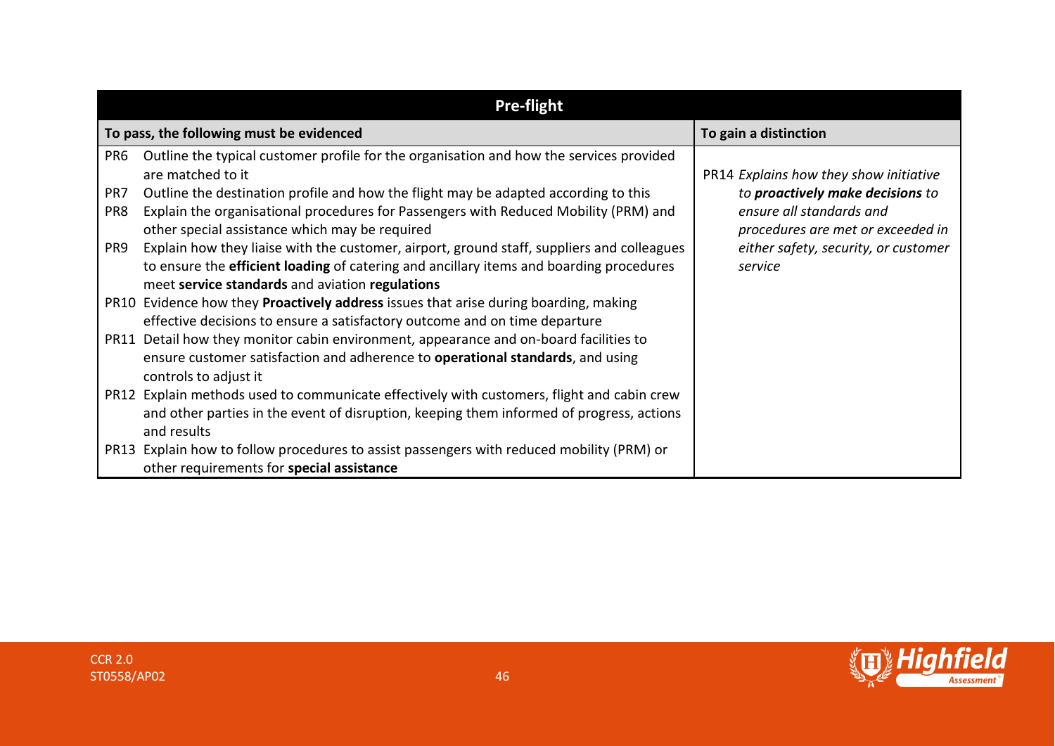| Pre-flight | |
|---|---|
| **To pass, the following must be evidenced** | **To gain a distinction** |
| PR6 Outline the typical customer profile for the organisation and how the services provided are matched to it<br>PR7 Outline the destination profile and how the flight may be adapted according to this<br>PR8 Explain the organisational procedures for Passengers with Reduced Mobility (PRM) and other special assistance which may be required<br>PR9 Explain how they liaise with the customer, airport, ground staff, suppliers and colleagues to ensure the **efficient loading** of catering and ancillary items and boarding procedures meet **service standards** and aviation **regulations**<br>PR10 Evidence how they **Proactively address** issues that arise during boarding, making effective decisions to ensure a satisfactory outcome and on time departure<br>PR11 Detail how they monitor cabin environment, appearance and on-board facilities to ensure customer satisfaction and adherence to **operational standards**, and using controls to adjust it<br>PR12 Explain methods used to communicate effectively with customers, flight and cabin crew and other parties in the event of disruption, keeping them informed of progress, actions and results<br>PR13 Explain how to follow procedures to assist passengers with reduced mobility (PRM) or other requirements for **special assistance** | PR14 *Explains how they show initiative to **proactively make decisions** to ensure all standards and procedures are met or exceeded in either safety, security, or customer service* |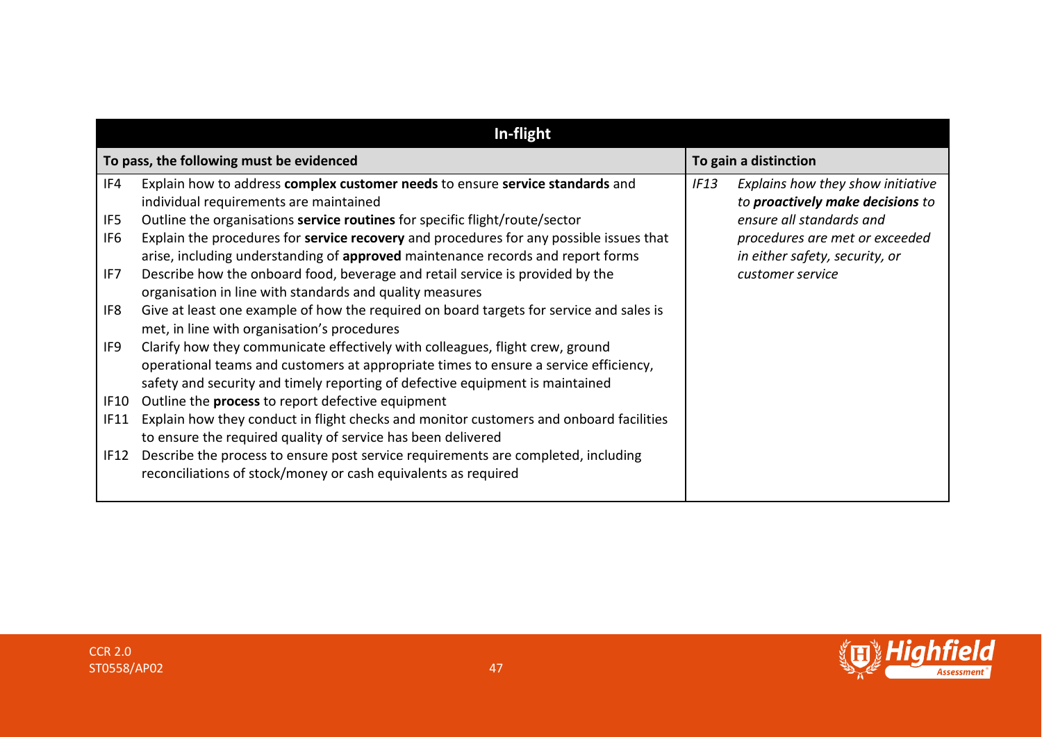| In-flight | | | |
|---|---|---|---|
| **To pass, the following must be evidenced** | | **To gain a distinction** | |
| IF4 | Explain how to address **complex customer needs** to ensure **service standards** and individual requirements are maintained | *IF13* | *Explains how they show initiative to* ***proactively make decisions*** *to ensure all standards and procedures are met or exceeded in either safety, security, or customer service* |
| IF5 | Outline the organisations **service routines** for specific flight/route/sector | | |
| IF6 | Explain the procedures for **service recovery** and procedures for any possible issues that arise, including understanding of **approved** maintenance records and report forms | | |
| IF7 | Describe how the onboard food, beverage and retail service is provided by the organisation in line with standards and quality measures | | |
| IF8 | Give at least one example of how the required on board targets for service and sales is met, in line with organisation's procedures | | |
| IF9 | Clarify how they communicate effectively with colleagues, flight crew, ground operational teams and customers at appropriate times to ensure a service efficiency, safety and security and timely reporting of defective equipment is maintained | | |
| IF10 | Outline the **process** to report defective equipment | | |
| IF11 | Explain how they conduct in flight checks and monitor customers and onboard facilities to ensure the required quality of service has been delivered | | |
| IF12 | Describe the process to ensure post service requirements are completed, including reconciliations of stock/money or cash equivalents as required | | |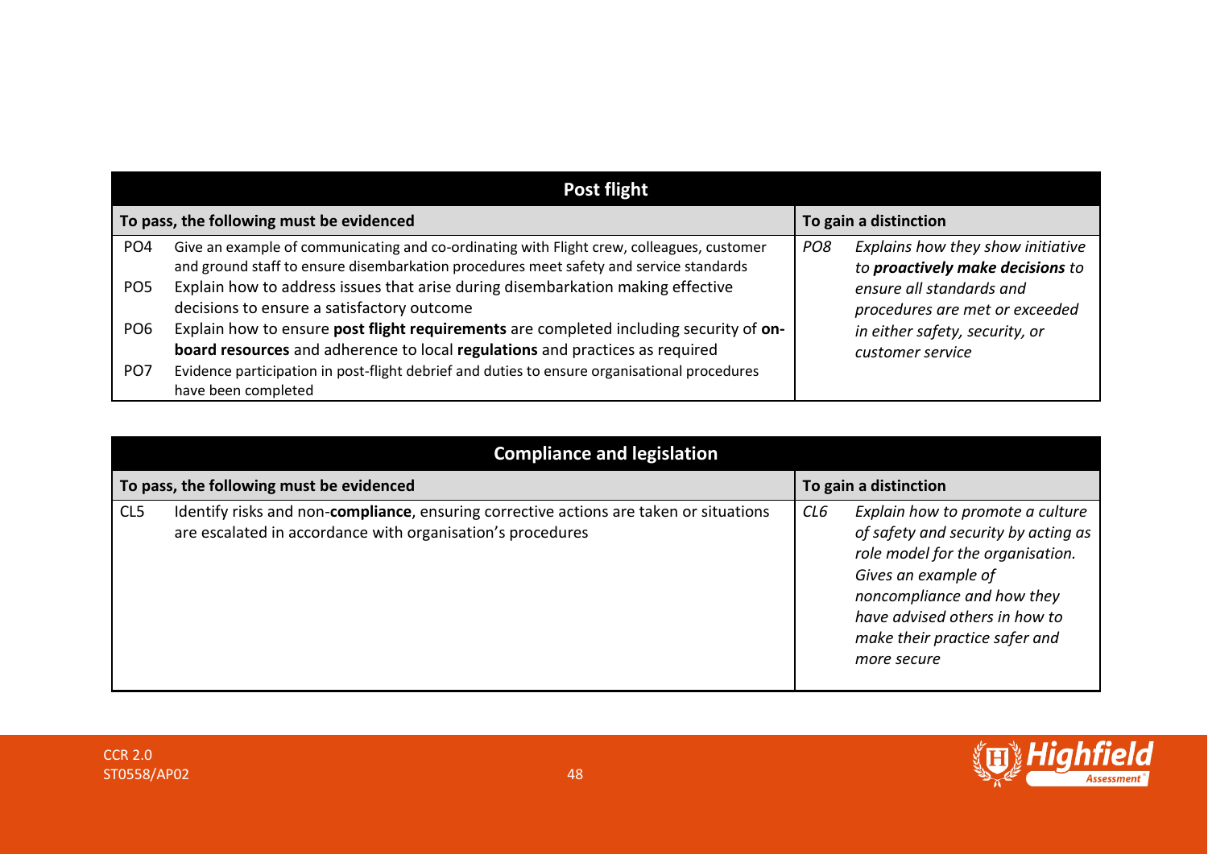| Post flight | | | |
|---|---|---|---|
| **To pass, the following must be evidenced** | | **To gain a distinction** | |
| PO4 | Give an example of communicating and co-ordinating with Flight crew, colleagues, customer and ground staff to ensure disembarkation procedures meet safety and service standards | *PO8* | *Explains how they show initiative to* ***proactively make decisions*** *to ensure all standards and procedures are met or exceeded in either safety, security, or customer service* |
| PO5 | Explain how to address issues that arise during disembarkation making effective decisions to ensure a satisfactory outcome | | |
| PO6 | Explain how to ensure **post flight requirements** are completed including security of **on-board resources** and adherence to local **regulations** and practices as required | | |
| PO7 | Evidence participation in post-flight debrief and duties to ensure organisational procedures have been completed | | |

| Compliance and legislation | | | |
|---|---|---|---|
| **To pass, the following must be evidenced** | | **To gain a distinction** | |
| CL5 | Identify risks and non-**compliance**, ensuring corrective actions are taken or situations are escalated in accordance with organisation's procedures | *CL6* | *Explain how to promote a culture of safety and security by acting as role model for the organisation. Gives an example of noncompliance and how they have advised others in how to make their practice safer and more secure* |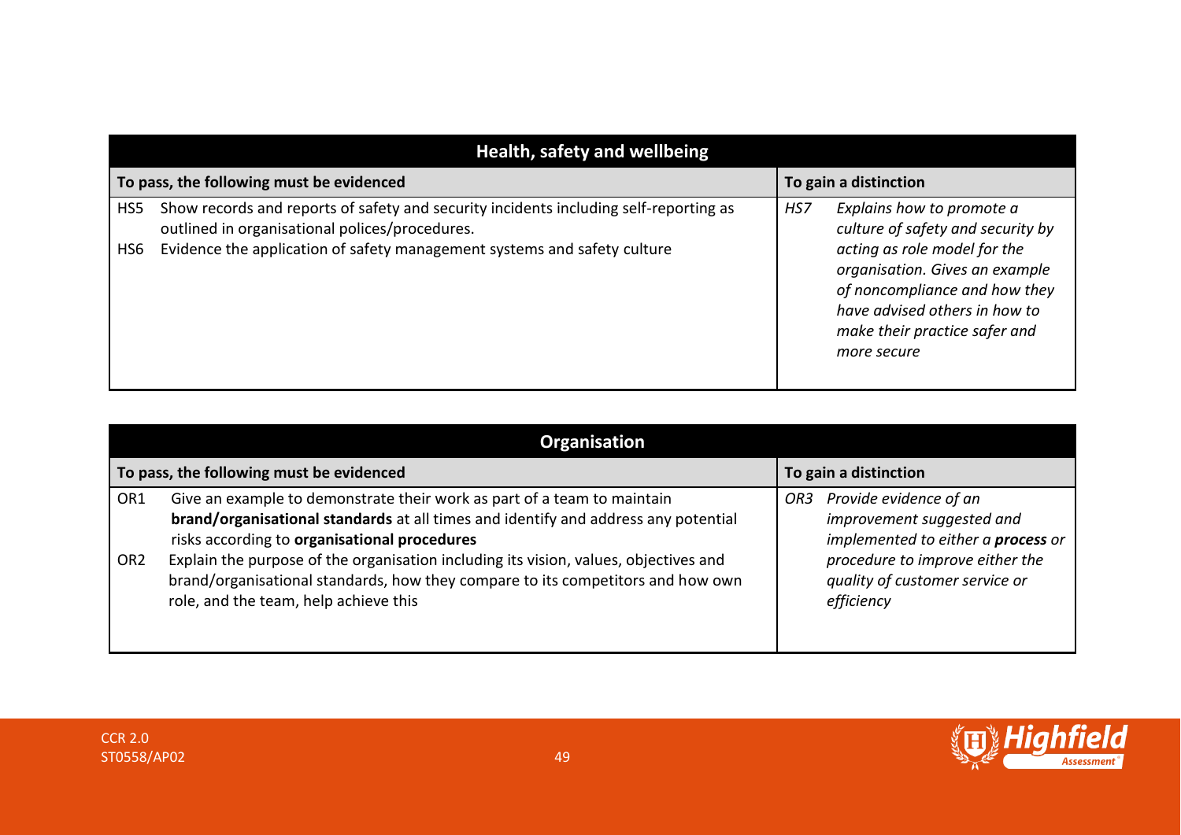| Health, safety and wellbeing | |
|---|---|
| **To pass, the following must be evidenced** | **To gain a distinction** |
| HS5 Show records and reports of safety and security incidents including self-reporting as outlined in organisational polices/procedures.<br>HS6 Evidence the application of safety management systems and safety culture | *HS7 Explains how to promote a culture of safety and security by acting as role model for the organisation. Gives an example of noncompliance and how they have advised others in how to make their practice safer and more secure* |

| Organisation | |
|---|---|
| **To pass, the following must be evidenced** | **To gain a distinction** |
| OR1 Give an example to demonstrate their work as part of a team to maintain **brand/organisational standards** at all times and identify and address any potential risks according to **organisational procedures**<br>OR2 Explain the purpose of the organisation including its vision, values, objectives and brand/organisational standards, how they compare to its competitors and how own role, and the team, help achieve this | *OR3 Provide evidence of an improvement suggested and implemented to either a **process** or procedure to improve either the quality of customer service or efficiency* |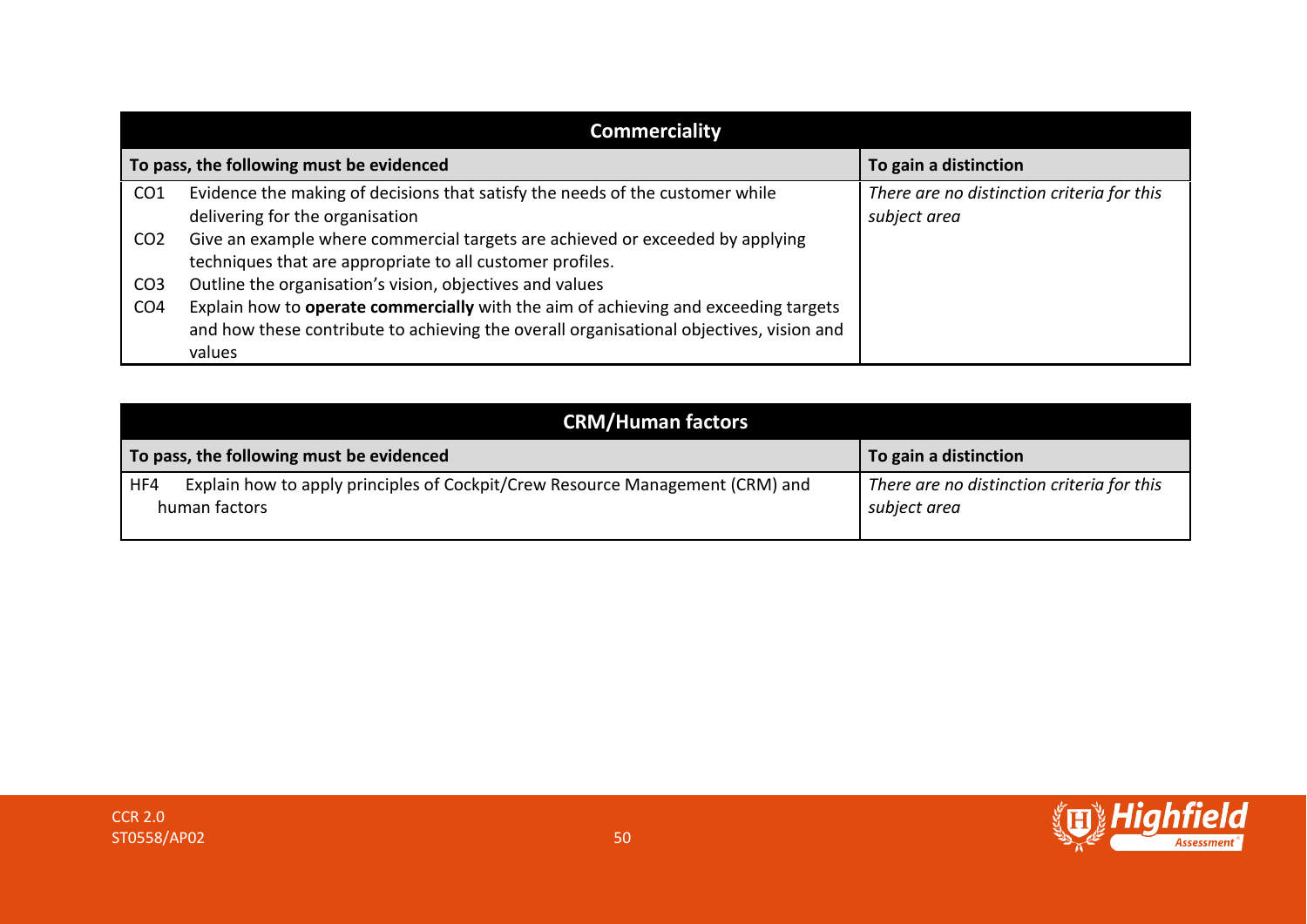| Commerciality | |
|---|---|
| **To pass, the following must be evidenced** | **To gain a distinction** |
| CO1 Evidence the making of decisions that satisfy the needs of the customer while delivering for the organisation<br>CO2 Give an example where commercial targets are achieved or exceeded by applying techniques that are appropriate to all customer profiles.<br>CO3 Outline the organisation's vision, objectives and values<br>CO4 Explain how to **operate commercially** with the aim of achieving and exceeding targets and how these contribute to achieving the overall organisational objectives, vision and values | *There are no distinction criteria for this subject area* |

| CRM/Human factors | |
|---|---|
| **To pass, the following must be evidenced** | **To gain a distinction** |
| HF4 Explain how to apply principles of Cockpit/Crew Resource Management (CRM) and human factors | *There are no distinction criteria for this subject area* |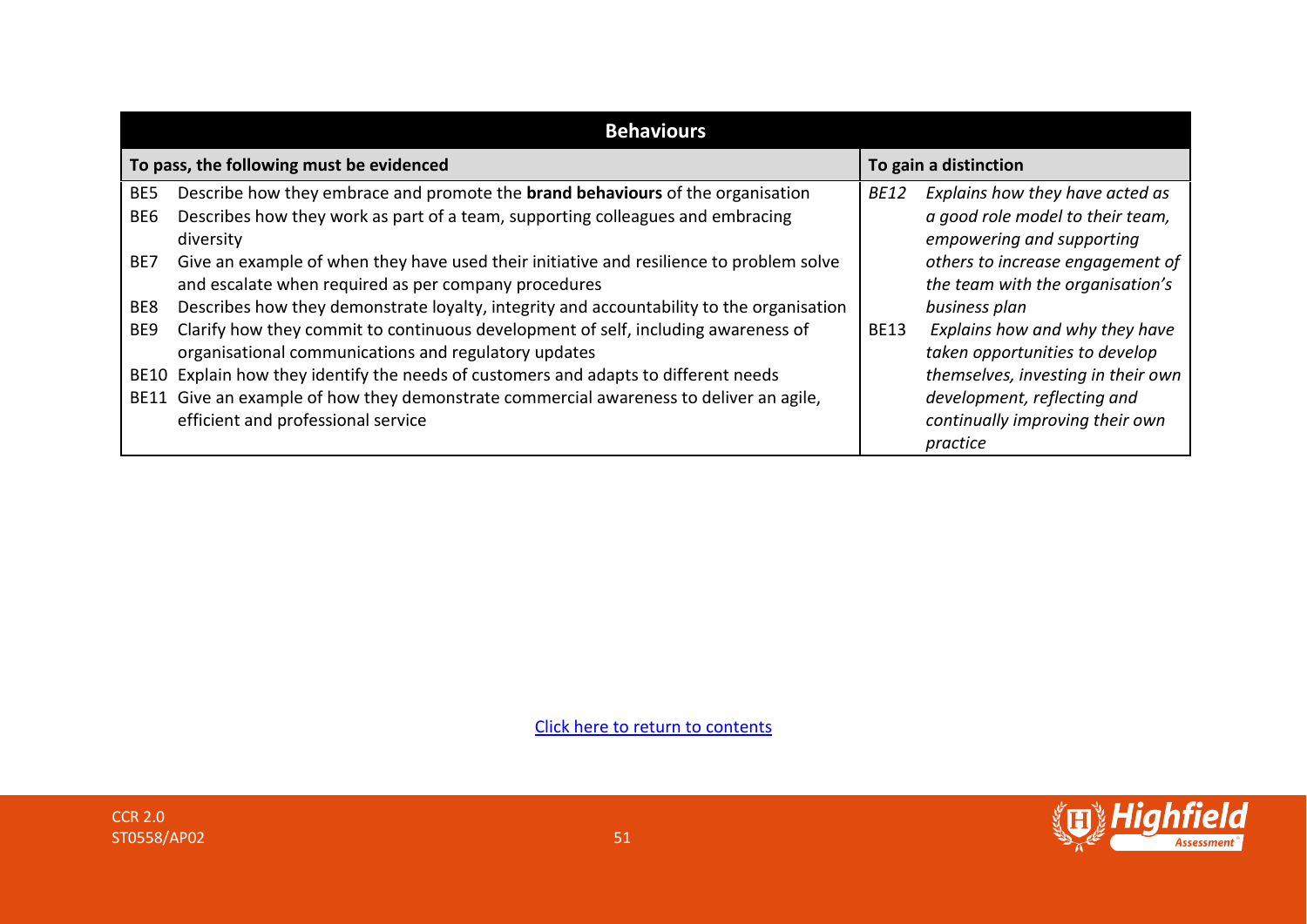| Behaviours | | | |
|---|---|---|---|
| **To pass, the following must be evidenced** | | **To gain a distinction** | |
| BE5 | Describe how they embrace and promote the **brand behaviours** of the organisation | *BE12* | *Explains how they have acted as a good role model to their team, empowering and supporting others to increase engagement of the team with the organisation's business plan* |
| BE6 | Describes how they work as part of a team, supporting colleagues and embracing diversity | | |
| BE7 | Give an example of when they have used their initiative and resilience to problem solve and escalate when required as per company procedures | | |
| BE8 | Describes how they demonstrate loyalty, integrity and accountability to the organisation | | |
| BE9 | Clarify how they commit to continuous development of self, including awareness of organisational communications and regulatory updates | BE13 | *Explains how and why they have taken opportunities to develop themselves, investing in their own development, reflecting and continually improving their own practice* |
| BE10 | Explain how they identify the needs of customers and adapts to different needs | | |
| BE11 | Give an example of how they demonstrate commercial awareness to deliver an agile, efficient and professional service | | |

Click here to return to contents